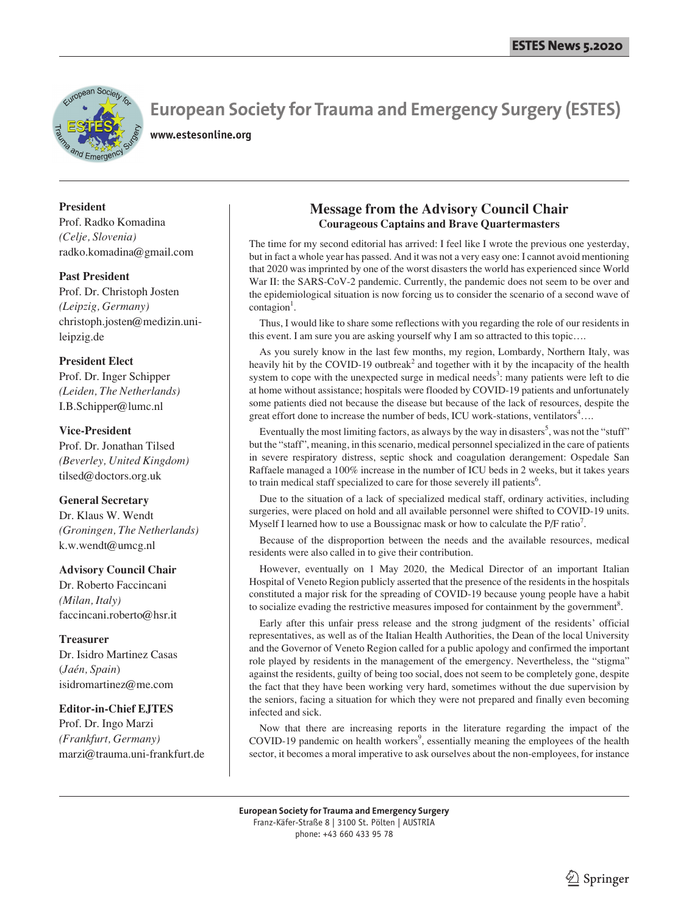# European Society for Trauma and Emergency Surgery (ESTES)

www.estesonline.org

**President**
Prof. Radko Komadina
*(Celje, Slovenia)*
radko.komadina@gmail.com

**Past President**
Prof. Dr. Christoph Josten
*(Leipzig, Germany)*
christoph.josten@medizin.uni-leipzig.de

**President Elect**
Prof. Dr. Inger Schipper
*(Leiden, The Netherlands)*
I.B.Schipper@lumc.nl

**Vice-President**
Prof. Dr. Jonathan Tilsed
*(Beverley, United Kingdom)*
tilsed@doctors.org.uk

**General Secretary**
Dr. Klaus W. Wendt
*(Groningen, The Netherlands)*
k.w.wendt@umcg.nl

**Advisory Council Chair**
Dr. Roberto Faccincani
*(Milan, Italy)*
faccincani.roberto@hsr.it

**Treasurer**
Dr. Isidro Martinez Casas
(*Jaén, Spain*)
isidromartinez@me.com

**Editor-in-Chief EJTES**
Prof. Dr. Ingo Marzi
*(Frankfurt, Germany)*
marzi@trauma.uni-frankfurt.de

## Message from the Advisory Council Chair

### Courageous Captains and Brave Quartermasters

The time for my second editorial has arrived: I feel like I wrote the previous one yesterday, but in fact a whole year has passed. And it was not a very easy one: I cannot avoid mentioning that 2020 was imprinted by one of the worst disasters the world has experienced since World War II: the SARS-CoV-2 pandemic. Currently, the pandemic does not seem to be over and the epidemiological situation is now forcing us to consider the scenario of a second wave of contagion[1].

Thus, I would like to share some reflections with you regarding the role of our residents in this event. I am sure you are asking yourself why I am so attracted to this topic….

As you surely know in the last few months, my region, Lombardy, Northern Italy, was heavily hit by the COVID-19 outbreak[2] and together with it by the incapacity of the health system to cope with the unexpected surge in medical needs[3]: many patients were left to die at home without assistance; hospitals were flooded by COVID-19 patients and unfortunately some patients died not because the disease but because of the lack of resources, despite the great effort done to increase the number of beds, ICU work-stations, ventilators[4]….

Eventually the most limiting factors, as always by the way in disasters[5], was not the "stuff" but the "staff", meaning, in this scenario, medical personnel specialized in the care of patients in severe respiratory distress, septic shock and coagulation derangement: Ospedale San Raffaele managed a 100% increase in the number of ICU beds in 2 weeks, but it takes years to train medical staff specialized to care for those severely ill patients[6].

Due to the situation of a lack of specialized medical staff, ordinary activities, including surgeries, were placed on hold and all available personnel were shifted to COVID-19 units. Myself I learned how to use a Boussignac mask or how to calculate the P/F ratio[7].

Because of the disproportion between the needs and the available resources, medical residents were also called in to give their contribution.

However, eventually on 1 May 2020, the Medical Director of an important Italian Hospital of Veneto Region publicly asserted that the presence of the residents in the hospitals constituted a major risk for the spreading of COVID-19 because young people have a habit to socialize evading the restrictive measures imposed for containment by the government[8].

Early after this unfair press release and the strong judgment of the residents' official representatives, as well as of the Italian Health Authorities, the Dean of the local University and the Governor of Veneto Region called for a public apology and confirmed the important role played by residents in the management of the emergency. Nevertheless, the "stigma" against the residents, guilty of being too social, does not seem to be completely gone, despite the fact that they have been working very hard, sometimes without the due supervision by the seniors, facing a situation for which they were not prepared and finally even becoming infected and sick.

Now that there are increasing reports in the literature regarding the impact of the COVID-19 pandemic on health workers[9], essentially meaning the employees of the health sector, it becomes a moral imperative to ask ourselves about the non-employees, for instance

**European Society for Trauma and Emergency Surgery**
Franz-Käfer-Straße 8 | 3100 St. Pölten | AUSTRIA
phone: +43 660 433 95 78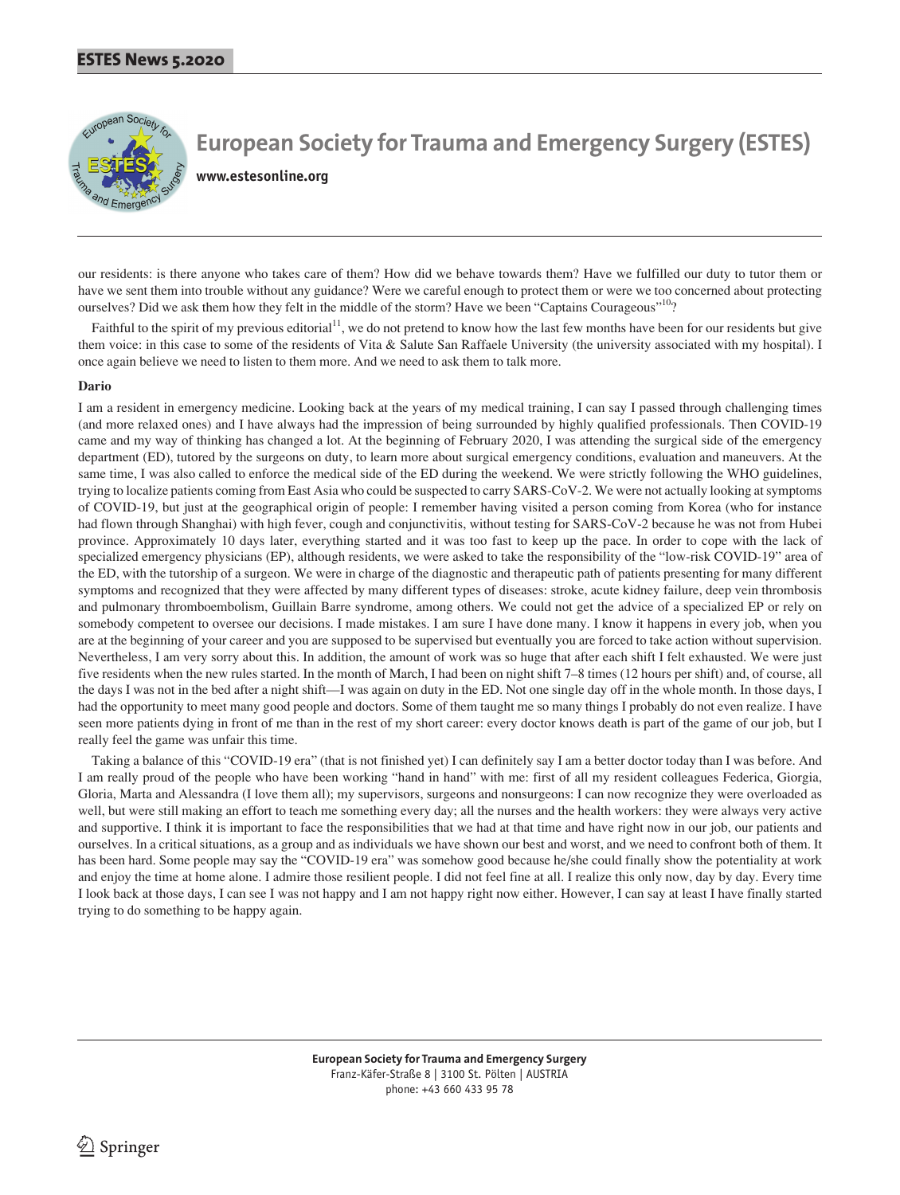our residents: is there anyone who takes care of them? How did we behave towards them? Have we fulfilled our duty to tutor them or have we sent them into trouble without any guidance? Were we careful enough to protect them or were we too concerned about protecting ourselves? Did we ask them how they felt in the middle of the storm? Have we been "Captains Courageous"[10]?

Faithful to the spirit of my previous editorial[11], we do not pretend to know how the last few months have been for our residents but give them voice: in this case to some of the residents of Vita & Salute San Raffaele University (the university associated with my hospital). I once again believe we need to listen to them more. And we need to ask them to talk more.

**Dario**

I am a resident in emergency medicine. Looking back at the years of my medical training, I can say I passed through challenging times (and more relaxed ones) and I have always had the impression of being surrounded by highly qualified professionals. Then COVID-19 came and my way of thinking has changed a lot. At the beginning of February 2020, I was attending the surgical side of the emergency department (ED), tutored by the surgeons on duty, to learn more about surgical emergency conditions, evaluation and maneuvers. At the same time, I was also called to enforce the medical side of the ED during the weekend. We were strictly following the WHO guidelines, trying to localize patients coming from East Asia who could be suspected to carry SARS-CoV-2. We were not actually looking at symptoms of COVID-19, but just at the geographical origin of people: I remember having visited a person coming from Korea (who for instance had flown through Shanghai) with high fever, cough and conjunctivitis, without testing for SARS-CoV-2 because he was not from Hubei province. Approximately 10 days later, everything started and it was too fast to keep up the pace. In order to cope with the lack of specialized emergency physicians (EP), although residents, we were asked to take the responsibility of the "low-risk COVID-19" area of the ED, with the tutorship of a surgeon. We were in charge of the diagnostic and therapeutic path of patients presenting for many different symptoms and recognized that they were affected by many different types of diseases: stroke, acute kidney failure, deep vein thrombosis and pulmonary thromboembolism, Guillain Barre syndrome, among others. We could not get the advice of a specialized EP or rely on somebody competent to oversee our decisions. I made mistakes. I am sure I have done many. I know it happens in every job, when you are at the beginning of your career and you are supposed to be supervised but eventually you are forced to take action without supervision. Nevertheless, I am very sorry about this. In addition, the amount of work was so huge that after each shift I felt exhausted. We were just five residents when the new rules started. In the month of March, I had been on night shift 7–8 times (12 hours per shift) and, of course, all the days I was not in the bed after a night shift—I was again on duty in the ED. Not one single day off in the whole month. In those days, I had the opportunity to meet many good people and doctors. Some of them taught me so many things I probably do not even realize. I have seen more patients dying in front of me than in the rest of my short career: every doctor knows death is part of the game of our job, but I really feel the game was unfair this time.

Taking a balance of this "COVID-19 era" (that is not finished yet) I can definitely say I am a better doctor today than I was before. And I am really proud of the people who have been working "hand in hand" with me: first of all my resident colleagues Federica, Giorgia, Gloria, Marta and Alessandra (I love them all); my supervisors, surgeons and nonsurgeons: I can now recognize they were overloaded as well, but were still making an effort to teach me something every day; all the nurses and the health workers: they were always very active and supportive. I think it is important to face the responsibilities that we had at that time and have right now in our job, our patients and ourselves. In a critical situations, as a group and as individuals we have shown our best and worst, and we need to confront both of them. It has been hard. Some people may say the "COVID-19 era" was somehow good because he/she could finally show the potentiality at work and enjoy the time at home alone. I admire those resilient people. I did not feel fine at all. I realize this only now, day by day. Every time I look back at those days, I can see I was not happy and I am not happy right now either. However, I can say at least I have finally started trying to do something to be happy again.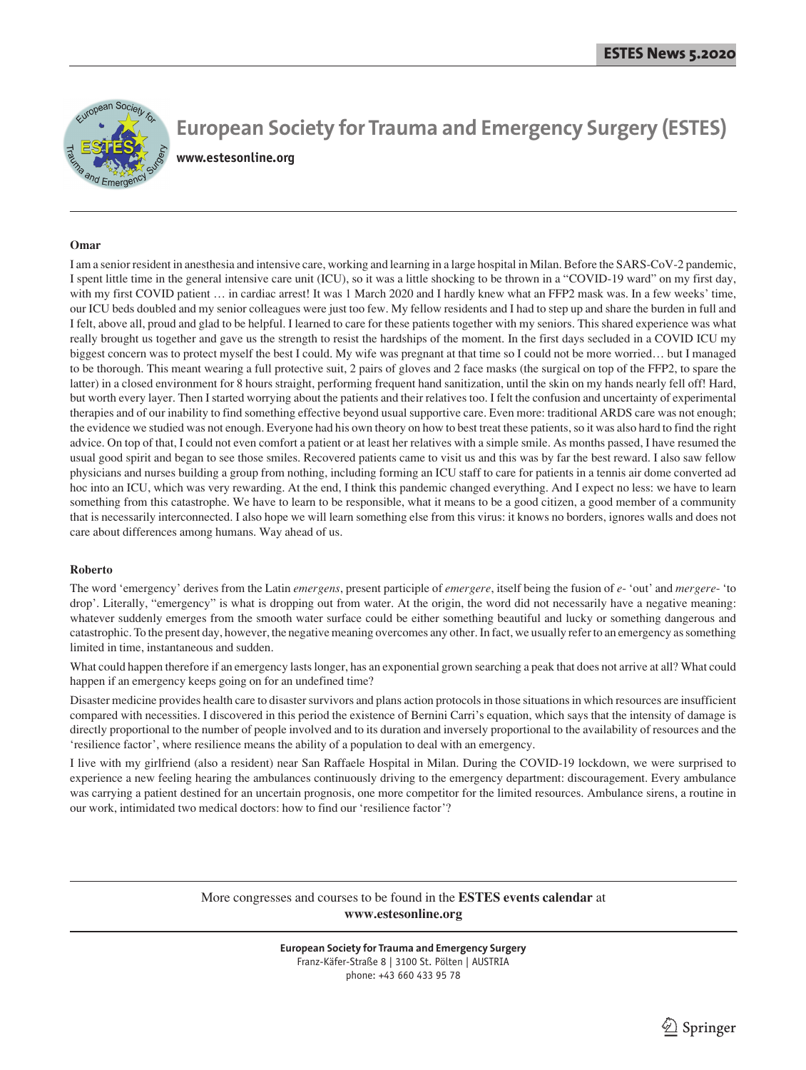# European Society for Trauma and Emergency Surgery (ESTES)

www.estesonline.org

**Omar**

I am a senior resident in anesthesia and intensive care, working and learning in a large hospital in Milan. Before the SARS-CoV-2 pandemic, I spent little time in the general intensive care unit (ICU), so it was a little shocking to be thrown in a "COVID-19 ward" on my first day, with my first COVID patient … in cardiac arrest! It was 1 March 2020 and I hardly knew what an FFP2 mask was. In a few weeks' time, our ICU beds doubled and my senior colleagues were just too few. My fellow residents and I had to step up and share the burden in full and I felt, above all, proud and glad to be helpful. I learned to care for these patients together with my seniors. This shared experience was what really brought us together and gave us the strength to resist the hardships of the moment. In the first days secluded in a COVID ICU my biggest concern was to protect myself the best I could. My wife was pregnant at that time so I could not be more worried… but I managed to be thorough. This meant wearing a full protective suit, 2 pairs of gloves and 2 face masks (the surgical on top of the FFP2, to spare the latter) in a closed environment for 8 hours straight, performing frequent hand sanitization, until the skin on my hands nearly fell off! Hard, but worth every layer. Then I started worrying about the patients and their relatives too. I felt the confusion and uncertainty of experimental therapies and of our inability to find something effective beyond usual supportive care. Even more: traditional ARDS care was not enough; the evidence we studied was not enough. Everyone had his own theory on how to best treat these patients, so it was also hard to find the right advice. On top of that, I could not even comfort a patient or at least her relatives with a simple smile. As months passed, I have resumed the usual good spirit and began to see those smiles. Recovered patients came to visit us and this was by far the best reward. I also saw fellow physicians and nurses building a group from nothing, including forming an ICU staff to care for patients in a tennis air dome converted ad hoc into an ICU, which was very rewarding. At the end, I think this pandemic changed everything. And I expect no less: we have to learn something from this catastrophe. We have to learn to be responsible, what it means to be a good citizen, a good member of a community that is necessarily interconnected. I also hope we will learn something else from this virus: it knows no borders, ignores walls and does not care about differences among humans. Way ahead of us.

**Roberto**

The word 'emergency' derives from the Latin *emergens*, present participle of *emergere*, itself being the fusion of *e-* 'out' and *mergere-* 'to drop'. Literally, "emergency" is what is dropping out from water. At the origin, the word did not necessarily have a negative meaning: whatever suddenly emerges from the smooth water surface could be either something beautiful and lucky or something dangerous and catastrophic. To the present day, however, the negative meaning overcomes any other. In fact, we usually refer to an emergency as something limited in time, instantaneous and sudden.

What could happen therefore if an emergency lasts longer, has an exponential grown searching a peak that does not arrive at all? What could happen if an emergency keeps going on for an undefined time?

Disaster medicine provides health care to disaster survivors and plans action protocols in those situations in which resources are insufficient compared with necessities. I discovered in this period the existence of Bernini Carri's equation, which says that the intensity of damage is directly proportional to the number of people involved and to its duration and inversely proportional to the availability of resources and the 'resilience factor', where resilience means the ability of a population to deal with an emergency.

I live with my girlfriend (also a resident) near San Raffaele Hospital in Milan. During the COVID-19 lockdown, we were surprised to experience a new feeling hearing the ambulances continuously driving to the emergency department: discouragement. Every ambulance was carrying a patient destined for an uncertain prognosis, one more competitor for the limited resources. Ambulance sirens, a routine in our work, intimidated two medical doctors: how to find our 'resilience factor'?

More congresses and courses to be found in the **ESTES events calendar** at **www.estesonline.org**

**European Society for Trauma and Emergency Surgery**
Franz-Käfer-Straße 8 | 3100 St. Pölten | AUSTRIA
phone: +43 660 433 95 78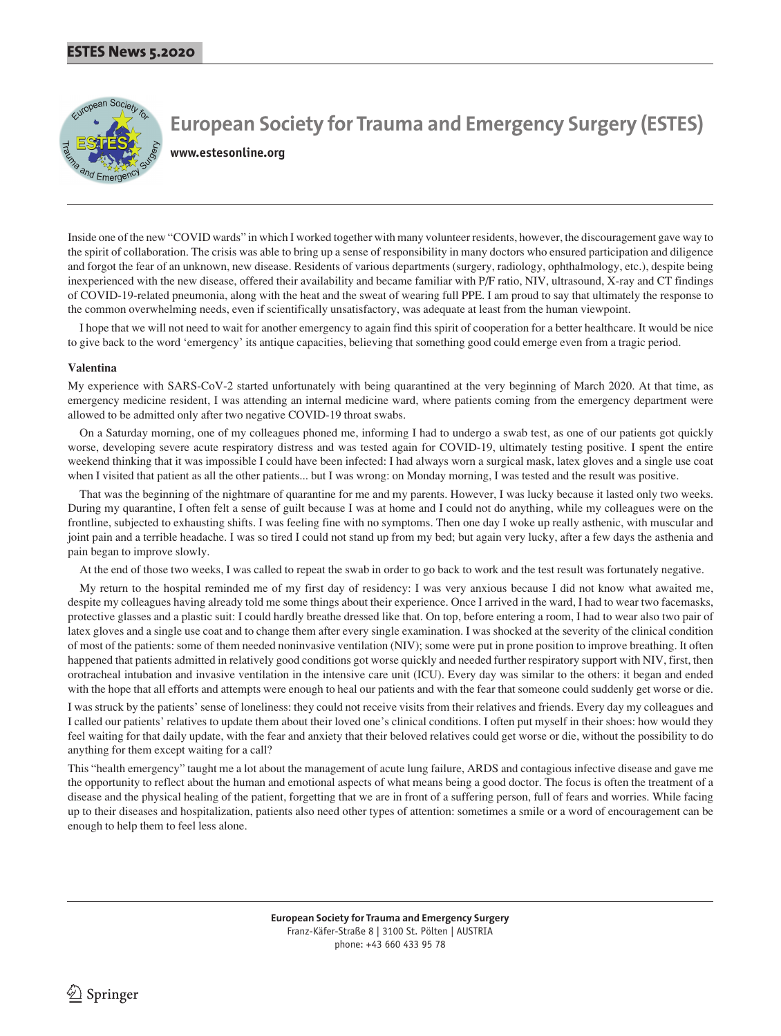Inside one of the new "COVID wards" in which I worked together with many volunteer residents, however, the discouragement gave way to the spirit of collaboration. The crisis was able to bring up a sense of responsibility in many doctors who ensured participation and diligence and forgot the fear of an unknown, new disease. Residents of various departments (surgery, radiology, ophthalmology, etc.), despite being inexperienced with the new disease, offered their availability and became familiar with P/F ratio, NIV, ultrasound, X-ray and CT findings of COVID-19-related pneumonia, along with the heat and the sweat of wearing full PPE. I am proud to say that ultimately the response to the common overwhelming needs, even if scientifically unsatisfactory, was adequate at least from the human viewpoint.

I hope that we will not need to wait for another emergency to again find this spirit of cooperation for a better healthcare. It would be nice to give back to the word 'emergency' its antique capacities, believing that something good could emerge even from a tragic period.

**Valentina**

My experience with SARS-CoV-2 started unfortunately with being quarantined at the very beginning of March 2020. At that time, as emergency medicine resident, I was attending an internal medicine ward, where patients coming from the emergency department were allowed to be admitted only after two negative COVID-19 throat swabs.

On a Saturday morning, one of my colleagues phoned me, informing I had to undergo a swab test, as one of our patients got quickly worse, developing severe acute respiratory distress and was tested again for COVID-19, ultimately testing positive. I spent the entire weekend thinking that it was impossible I could have been infected: I had always worn a surgical mask, latex gloves and a single use coat when I visited that patient as all the other patients... but I was wrong: on Monday morning, I was tested and the result was positive.

That was the beginning of the nightmare of quarantine for me and my parents. However, I was lucky because it lasted only two weeks. During my quarantine, I often felt a sense of guilt because I was at home and I could not do anything, while my colleagues were on the frontline, subjected to exhausting shifts. I was feeling fine with no symptoms. Then one day I woke up really asthenic, with muscular and joint pain and a terrible headache. I was so tired I could not stand up from my bed; but again very lucky, after a few days the asthenia and pain began to improve slowly.

At the end of those two weeks, I was called to repeat the swab in order to go back to work and the test result was fortunately negative.

My return to the hospital reminded me of my first day of residency: I was very anxious because I did not know what awaited me, despite my colleagues having already told me some things about their experience. Once I arrived in the ward, I had to wear two facemasks, protective glasses and a plastic suit: I could hardly breathe dressed like that. On top, before entering a room, I had to wear also two pair of latex gloves and a single use coat and to change them after every single examination. I was shocked at the severity of the clinical condition of most of the patients: some of them needed noninvasive ventilation (NIV); some were put in prone position to improve breathing. It often happened that patients admitted in relatively good conditions got worse quickly and needed further respiratory support with NIV, first, then orotracheal intubation and invasive ventilation in the intensive care unit (ICU). Every day was similar to the others: it began and ended with the hope that all efforts and attempts were enough to heal our patients and with the fear that someone could suddenly get worse or die.

I was struck by the patients' sense of loneliness: they could not receive visits from their relatives and friends. Every day my colleagues and I called our patients' relatives to update them about their loved one's clinical conditions. I often put myself in their shoes: how would they feel waiting for that daily update, with the fear and anxiety that their beloved relatives could get worse or die, without the possibility to do anything for them except waiting for a call?

This "health emergency" taught me a lot about the management of acute lung failure, ARDS and contagious infective disease and gave me the opportunity to reflect about the human and emotional aspects of what means being a good doctor. The focus is often the treatment of a disease and the physical healing of the patient, forgetting that we are in front of a suffering person, full of fears and worries. While facing up to their diseases and hospitalization, patients also need other types of attention: sometimes a smile or a word of encouragement can be enough to help them to feel less alone.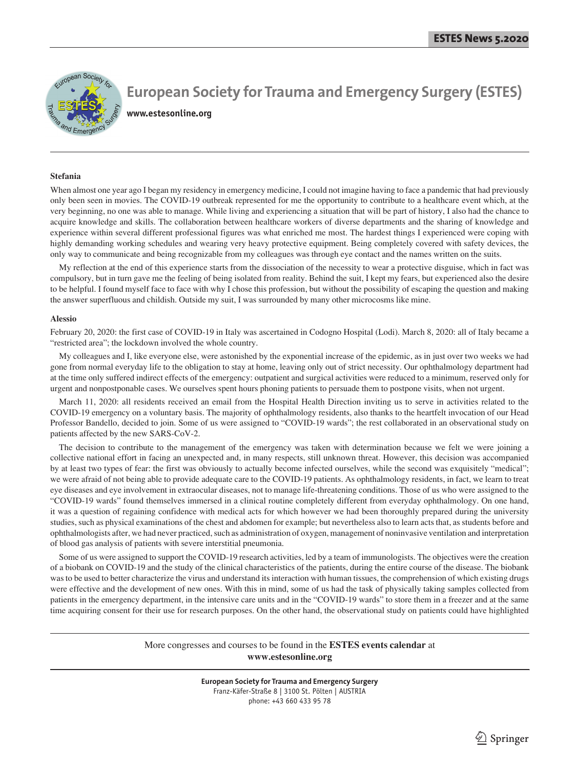# European Society for Trauma and Emergency Surgery (ESTES)

www.estesonline.org

**Stefania**

When almost one year ago I began my residency in emergency medicine, I could not imagine having to face a pandemic that had previously only been seen in movies. The COVID-19 outbreak represented for me the opportunity to contribute to a healthcare event which, at the very beginning, no one was able to manage. While living and experiencing a situation that will be part of history, I also had the chance to acquire knowledge and skills. The collaboration between healthcare workers of diverse departments and the sharing of knowledge and experience within several different professional figures was what enriched me most. The hardest things I experienced were coping with highly demanding working schedules and wearing very heavy protective equipment. Being completely covered with safety devices, the only way to communicate and being recognizable from my colleagues was through eye contact and the names written on the suits.

My reflection at the end of this experience starts from the dissociation of the necessity to wear a protective disguise, which in fact was compulsory, but in turn gave me the feeling of being isolated from reality. Behind the suit, I kept my fears, but experienced also the desire to be helpful. I found myself face to face with why I chose this profession, but without the possibility of escaping the question and making the answer superfluous and childish. Outside my suit, I was surrounded by many other microcosms like mine.

**Alessio**

February 20, 2020: the first case of COVID-19 in Italy was ascertained in Codogno Hospital (Lodi). March 8, 2020: all of Italy became a "restricted area"; the lockdown involved the whole country.

My colleagues and I, like everyone else, were astonished by the exponential increase of the epidemic, as in just over two weeks we had gone from normal everyday life to the obligation to stay at home, leaving only out of strict necessity. Our ophthalmology department had at the time only suffered indirect effects of the emergency: outpatient and surgical activities were reduced to a minimum, reserved only for urgent and nonpostponable cases. We ourselves spent hours phoning patients to persuade them to postpone visits, when not urgent.

March 11, 2020: all residents received an email from the Hospital Health Direction inviting us to serve in activities related to the COVID-19 emergency on a voluntary basis. The majority of ophthalmology residents, also thanks to the heartfelt invocation of our Head Professor Bandello, decided to join. Some of us were assigned to "COVID-19 wards"; the rest collaborated in an observational study on patients affected by the new SARS-CoV-2.

The decision to contribute to the management of the emergency was taken with determination because we felt we were joining a collective national effort in facing an unexpected and, in many respects, still unknown threat. However, this decision was accompanied by at least two types of fear: the first was obviously to actually become infected ourselves, while the second was exquisitely "medical"; we were afraid of not being able to provide adequate care to the COVID-19 patients. As ophthalmology residents, in fact, we learn to treat eye diseases and eye involvement in extraocular diseases, not to manage life-threatening conditions. Those of us who were assigned to the "COVID-19 wards" found themselves immersed in a clinical routine completely different from everyday ophthalmology. On one hand, it was a question of regaining confidence with medical acts for which however we had been thoroughly prepared during the university studies, such as physical examinations of the chest and abdomen for example; but nevertheless also to learn acts that, as students before and ophthalmologists after, we had never practiced, such as administration of oxygen, management of noninvasive ventilation and interpretation of blood gas analysis of patients with severe interstitial pneumonia.

Some of us were assigned to support the COVID-19 research activities, led by a team of immunologists. The objectives were the creation of a biobank on COVID-19 and the study of the clinical characteristics of the patients, during the entire course of the disease. The biobank was to be used to better characterize the virus and understand its interaction with human tissues, the comprehension of which existing drugs were effective and the development of new ones. With this in mind, some of us had the task of physically taking samples collected from patients in the emergency department, in the intensive care units and in the "COVID-19 wards" to store them in a freezer and at the same time acquiring consent for their use for research purposes. On the other hand, the observational study on patients could have highlighted

More congresses and courses to be found in the **ESTES events calendar** at **www.estesonline.org**

**European Society for Trauma and Emergency Surgery**
Franz-Käfer-Straße 8 | 3100 St. Pölten | AUSTRIA
phone: +43 660 433 95 78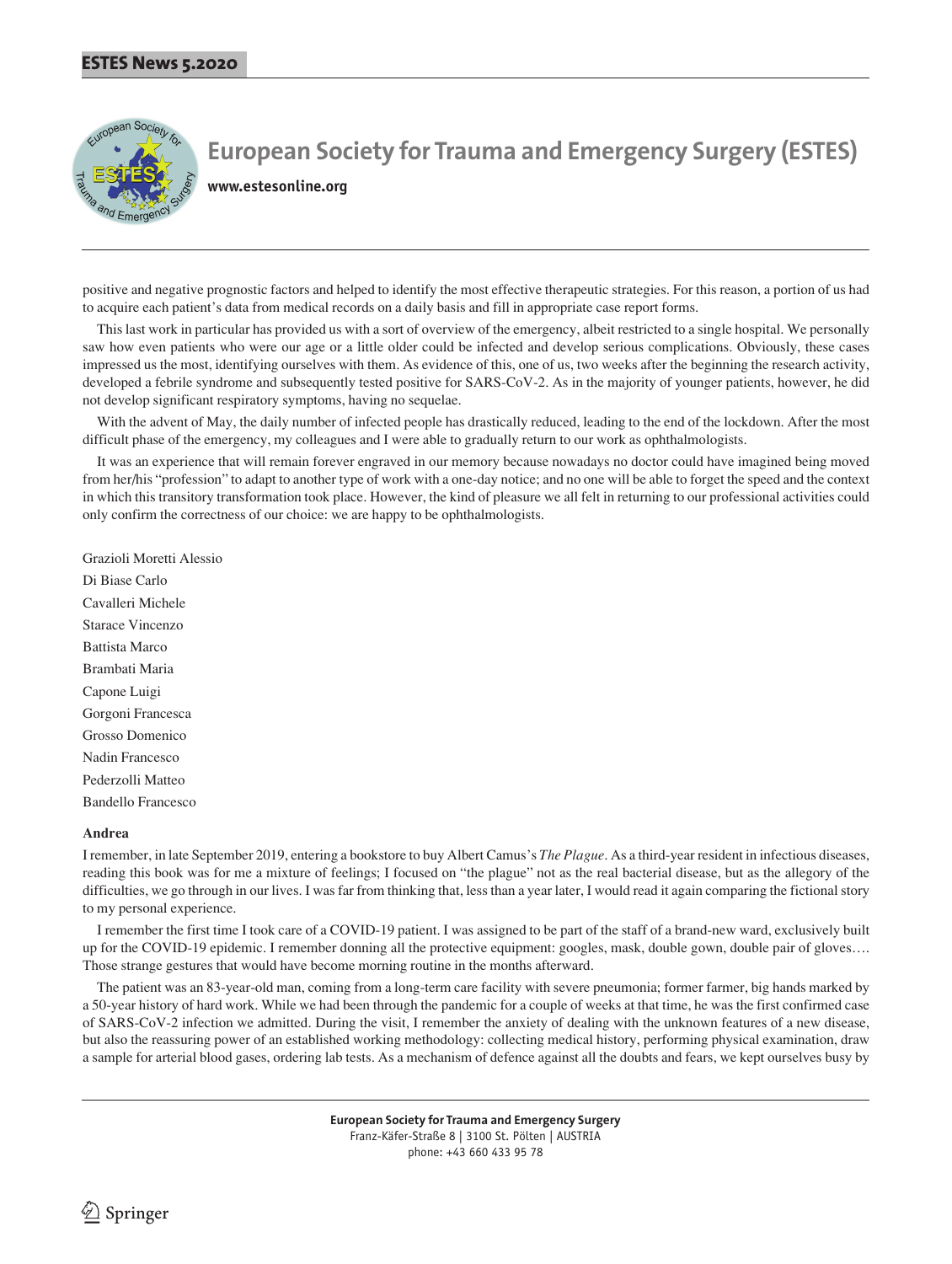positive and negative prognostic factors and helped to identify the most effective therapeutic strategies. For this reason, a portion of us had to acquire each patient's data from medical records on a daily basis and fill in appropriate case report forms.

This last work in particular has provided us with a sort of overview of the emergency, albeit restricted to a single hospital. We personally saw how even patients who were our age or a little older could be infected and develop serious complications. Obviously, these cases impressed us the most, identifying ourselves with them. As evidence of this, one of us, two weeks after the beginning the research activity, developed a febrile syndrome and subsequently tested positive for SARS-CoV-2. As in the majority of younger patients, however, he did not develop significant respiratory symptoms, having no sequelae.

With the advent of May, the daily number of infected people has drastically reduced, leading to the end of the lockdown. After the most difficult phase of the emergency, my colleagues and I were able to gradually return to our work as ophthalmologists.

It was an experience that will remain forever engraved in our memory because nowadays no doctor could have imagined being moved from her/his "profession" to adapt to another type of work with a one-day notice; and no one will be able to forget the speed and the context in which this transitory transformation took place. However, the kind of pleasure we all felt in returning to our professional activities could only confirm the correctness of our choice: we are happy to be ophthalmologists.

Grazioli Moretti Alessio  
Di Biase Carlo  
Cavalleri Michele  
Starace Vincenzo  
Battista Marco  
Brambati Maria  
Capone Luigi  
Gorgoni Francesca  
Grosso Domenico  
Nadin Francesco  
Pederzolli Matteo  
Bandello Francesco

**Andrea**

I remember, in late September 2019, entering a bookstore to buy Albert Camus's *The Plague*. As a third-year resident in infectious diseases, reading this book was for me a mixture of feelings; I focused on "the plague" not as the real bacterial disease, but as the allegory of the difficulties, we go through in our lives. I was far from thinking that, less than a year later, I would read it again comparing the fictional story to my personal experience.

I remember the first time I took care of a COVID-19 patient. I was assigned to be part of the staff of a brand-new ward, exclusively built up for the COVID-19 epidemic. I remember donning all the protective equipment: googles, mask, double gown, double pair of gloves…. Those strange gestures that would have become morning routine in the months afterward.

The patient was an 83-year-old man, coming from a long-term care facility with severe pneumonia; former farmer, big hands marked by a 50-year history of hard work. While we had been through the pandemic for a couple of weeks at that time, he was the first confirmed case of SARS-CoV-2 infection we admitted. During the visit, I remember the anxiety of dealing with the unknown features of a new disease, but also the reassuring power of an established working methodology: collecting medical history, performing physical examination, draw a sample for arterial blood gases, ordering lab tests. As a mechanism of defence against all the doubts and fears, we kept ourselves busy by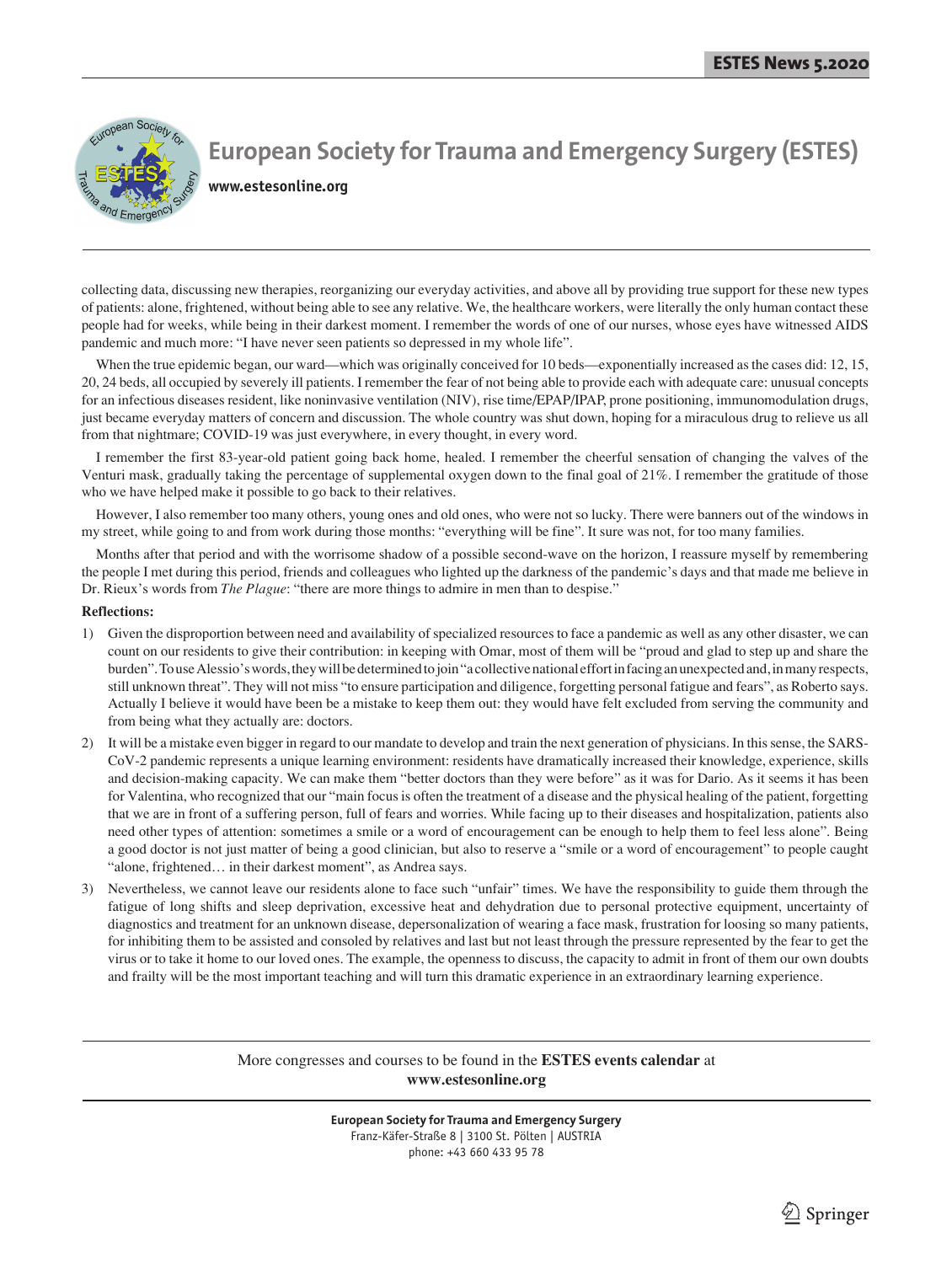collecting data, discussing new therapies, reorganizing our everyday activities, and above all by providing true support for these new types of patients: alone, frightened, without being able to see any relative. We, the healthcare workers, were literally the only human contact these people had for weeks, while being in their darkest moment. I remember the words of one of our nurses, whose eyes have witnessed AIDS pandemic and much more: "I have never seen patients so depressed in my whole life".

When the true epidemic began, our ward—which was originally conceived for 10 beds—exponentially increased as the cases did: 12, 15, 20, 24 beds, all occupied by severely ill patients. I remember the fear of not being able to provide each with adequate care: unusual concepts for an infectious diseases resident, like noninvasive ventilation (NIV), rise time/EPAP/IPAP, prone positioning, immunomodulation drugs, just became everyday matters of concern and discussion. The whole country was shut down, hoping for a miraculous drug to relieve us all from that nightmare; COVID-19 was just everywhere, in every thought, in every word.

I remember the first 83-year-old patient going back home, healed. I remember the cheerful sensation of changing the valves of the Venturi mask, gradually taking the percentage of supplemental oxygen down to the final goal of 21%. I remember the gratitude of those who we have helped make it possible to go back to their relatives.

However, I also remember too many others, young ones and old ones, who were not so lucky. There were banners out of the windows in my street, while going to and from work during those months: "everything will be fine". It sure was not, for too many families.

Months after that period and with the worrisome shadow of a possible second-wave on the horizon, I reassure myself by remembering the people I met during this period, friends and colleagues who lighted up the darkness of the pandemic's days and that made me believe in Dr. Rieux's words from *The Plague*: "there are more things to admire in men than to despise."

**Reflections:**

1) Given the disproportion between need and availability of specialized resources to face a pandemic as well as any other disaster, we can count on our residents to give their contribution: in keeping with Omar, most of them will be "proud and glad to step up and share the burden". To use Alessio's words, they will be determined to join "a collective national effort in facing an unexpected and, in many respects, still unknown threat". They will not miss "to ensure participation and diligence, forgetting personal fatigue and fears", as Roberto says. Actually I believe it would have been be a mistake to keep them out: they would have felt excluded from serving the community and from being what they actually are: doctors.
2) It will be a mistake even bigger in regard to our mandate to develop and train the next generation of physicians. In this sense, the SARS-CoV-2 pandemic represents a unique learning environment: residents have dramatically increased their knowledge, experience, skills and decision-making capacity. We can make them "better doctors than they were before" as it was for Dario. As it seems it has been for Valentina, who recognized that our "main focus is often the treatment of a disease and the physical healing of the patient, forgetting that we are in front of a suffering person, full of fears and worries. While facing up to their diseases and hospitalization, patients also need other types of attention: sometimes a smile or a word of encouragement can be enough to help them to feel less alone". Being a good doctor is not just matter of being a good clinician, but also to reserve a "smile or a word of encouragement" to people caught "alone, frightened… in their darkest moment", as Andrea says.
3) Nevertheless, we cannot leave our residents alone to face such "unfair" times. We have the responsibility to guide them through the fatigue of long shifts and sleep deprivation, excessive heat and dehydration due to personal protective equipment, uncertainty of diagnostics and treatment for an unknown disease, depersonalization of wearing a face mask, frustration for loosing so many patients, for inhibiting them to be assisted and consoled by relatives and last but not least through the pressure represented by the fear to get the virus or to take it home to our loved ones. The example, the openness to discuss, the capacity to admit in front of them our own doubts and frailty will be the most important teaching and will turn this dramatic experience in an extraordinary learning experience.

More congresses and courses to be found in the **ESTES events calendar** at **www.estesonline.org**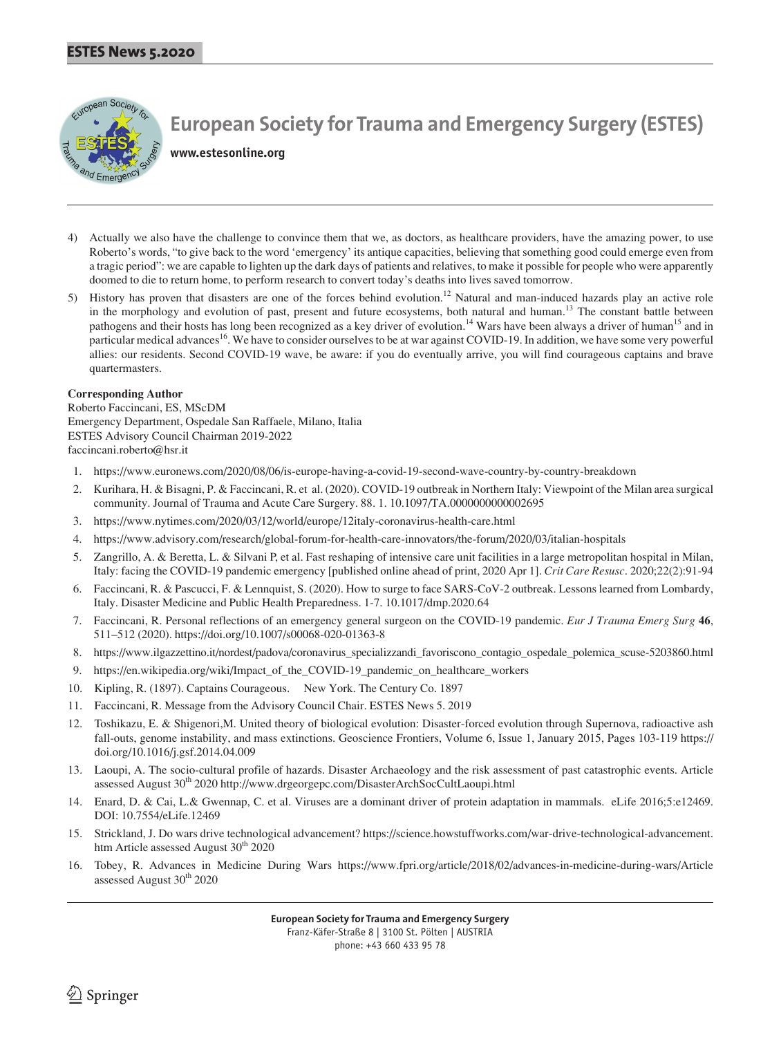4) Actually we also have the challenge to convince them that we, as doctors, as healthcare providers, have the amazing power, to use Roberto's words, "to give back to the word 'emergency' its antique capacities, believing that something good could emerge even from a tragic period": we are capable to lighten up the dark days of patients and relatives, to make it possible for people who were apparently doomed to die to return home, to perform research to convert today's deaths into lives saved tomorrow.

5) History has proven that disasters are one of the forces behind evolution.[12] Natural and man-induced hazards play an active role in the morphology and evolution of past, present and future ecosystems, both natural and human.[13] The constant battle between pathogens and their hosts has long been recognized as a key driver of evolution.[14] Wars have been always a driver of human[15] and in particular medical advances[16]. We have to consider ourselves to be at war against COVID-19. In addition, we have some very powerful allies: our residents. Second COVID-19 wave, be aware: if you do eventually arrive, you will find courageous captains and brave quartermasters.

**Corresponding Author**
Roberto Faccincani, ES, MScDM
Emergency Department, Ospedale San Raffaele, Milano, Italia
ESTES Advisory Council Chairman 2019-2022
faccincani.roberto@hsr.it

1. https://www.euronews.com/2020/08/06/is-europe-having-a-covid-19-second-wave-country-by-country-breakdown
2. Kurihara, H. & Bisagni, P. & Faccincani, R. et al. (2020). COVID-19 outbreak in Northern Italy: Viewpoint of the Milan area surgical community. Journal of Trauma and Acute Care Surgery. 88. 1. 10.1097/TA.0000000000002695
3. https://www.nytimes.com/2020/03/12/world/europe/12italy-coronavirus-health-care.html
4. https://www.advisory.com/research/global-forum-for-health-care-innovators/the-forum/2020/03/italian-hospitals
5. Zangrillo, A. & Beretta, L. & Silvani P, et al. Fast reshaping of intensive care unit facilities in a large metropolitan hospital in Milan, Italy: facing the COVID-19 pandemic emergency [published online ahead of print, 2020 Apr 1]. *Crit Care Resusc*. 2020;22(2):91-94
6. Faccincani, R. & Pascucci, F. & Lennquist, S. (2020). How to surge to face SARS-CoV-2 outbreak. Lessons learned from Lombardy, Italy. Disaster Medicine and Public Health Preparedness. 1-7. 10.1017/dmp.2020.64
7. Faccincani, R. Personal reflections of an emergency general surgeon on the COVID-19 pandemic. *Eur J Trauma Emerg Surg* **46**, 511–512 (2020). https://doi.org/10.1007/s00068-020-01363-8
8. https://www.ilgazzettino.it/nordest/padova/coronavirus_specializzandi_favoriscono_contagio_ospedale_polemica_scuse-5203860.html
9. https://en.wikipedia.org/wiki/Impact_of_the_COVID-19_pandemic_on_healthcare_workers
10. Kipling, R. (1897). Captains Courageous. New York. The Century Co. 1897
11. Faccincani, R. Message from the Advisory Council Chair. ESTES News 5. 2019
12. Toshikazu, E. & Shigenori,M. United theory of biological evolution: Disaster-forced evolution through Supernova, radioactive ash fall-outs, genome instability, and mass extinctions. Geoscience Frontiers, Volume 6, Issue 1, January 2015, Pages 103-119 https://doi.org/10.1016/j.gsf.2014.04.009
13. Laoupi, A. The socio-cultural profile of hazards. Disaster Archaeology and the risk assessment of past catastrophic events. Article assessed August 30th 2020 http://www.drgeorgepc.com/DisasterArchSocCultLaoupi.html
14. Enard, D. & Cai, L.& Gwennap, C. et al. Viruses are a dominant driver of protein adaptation in mammals. eLife 2016;5:e12469. DOI: 10.7554/eLife.12469
15. Strickland, J. Do wars drive technological advancement? https://science.howstuffworks.com/war-drive-technological-advancement.htm Article assessed August 30th 2020
16. Tobey, R. Advances in Medicine During Wars https://www.fpri.org/article/2018/02/advances-in-medicine-during-wars/Article assessed August 30th 2020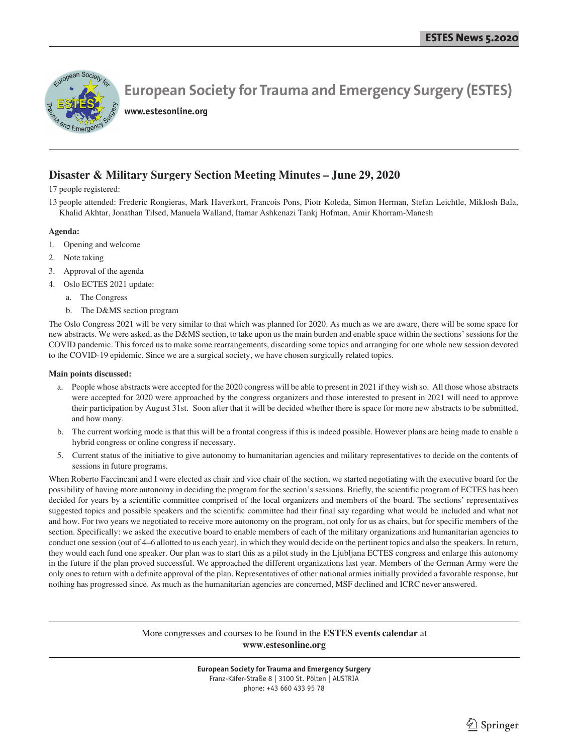# European Society for Trauma and Emergency Surgery (ESTES)

www.estesonline.org

## Disaster & Military Surgery Section Meeting Minutes – June 29, 2020

17 people registered:

13 people attended: Frederic Rongieras, Mark Haverkort, Francois Pons, Piotr Koleda, Simon Herman, Stefan Leichtle, Miklosh Bala, Khalid Akhtar, Jonathan Tilsed, Manuela Walland, Itamar Ashkenazi Tankj Hofman, Amir Khorram-Manesh

**Agenda:**

1. Opening and welcome
2. Note taking
3. Approval of the agenda
4. Oslo ECTES 2021 update:
   a. The Congress
   b. The D&MS section program

The Oslo Congress 2021 will be very similar to that which was planned for 2020. As much as we are aware, there will be some space for new abstracts. We were asked, as the D&MS section, to take upon us the main burden and enable space within the sections' sessions for the COVID pandemic. This forced us to make some rearrangements, discarding some topics and arranging for one whole new session devoted to the COVID-19 epidemic. Since we are a surgical society, we have chosen surgically related topics.

**Main points discussed:**

a. People whose abstracts were accepted for the 2020 congress will be able to present in 2021 if they wish so. All those whose abstracts were accepted for 2020 were approached by the congress organizers and those interested to present in 2021 will need to approve their participation by August 31st. Soon after that it will be decided whether there is space for more new abstracts to be submitted, and how many.

b. The current working mode is that this will be a frontal congress if this is indeed possible. However plans are being made to enable a hybrid congress or online congress if necessary.

5. Current status of the initiative to give autonomy to humanitarian agencies and military representatives to decide on the contents of sessions in future programs.

When Roberto Faccincani and I were elected as chair and vice chair of the section, we started negotiating with the executive board for the possibility of having more autonomy in deciding the program for the section's sessions. Briefly, the scientific program of ECTES has been decided for years by a scientific committee comprised of the local organizers and members of the board. The sections' representatives suggested topics and possible speakers and the scientific committee had their final say regarding what would be included and what not and how. For two years we negotiated to receive more autonomy on the program, not only for us as chairs, but for specific members of the section. Specifically: we asked the executive board to enable members of each of the military organizations and humanitarian agencies to conduct one session (out of 4–6 allotted to us each year), in which they would decide on the pertinent topics and also the speakers. In return, they would each fund one speaker. Our plan was to start this as a pilot study in the Ljubljana ECTES congress and enlarge this autonomy in the future if the plan proved successful. We approached the different organizations last year. Members of the German Army were the only ones to return with a definite approval of the plan. Representatives of other national armies initially provided a favorable response, but nothing has progressed since. As much as the humanitarian agencies are concerned, MSF declined and ICRC never answered.

More congresses and courses to be found in the **ESTES events calendar** at **www.estesonline.org**

**European Society for Trauma and Emergency Surgery**
Franz-Käfer-Straße 8 | 3100 St. Pölten | AUSTRIA
phone: +43 660 433 95 78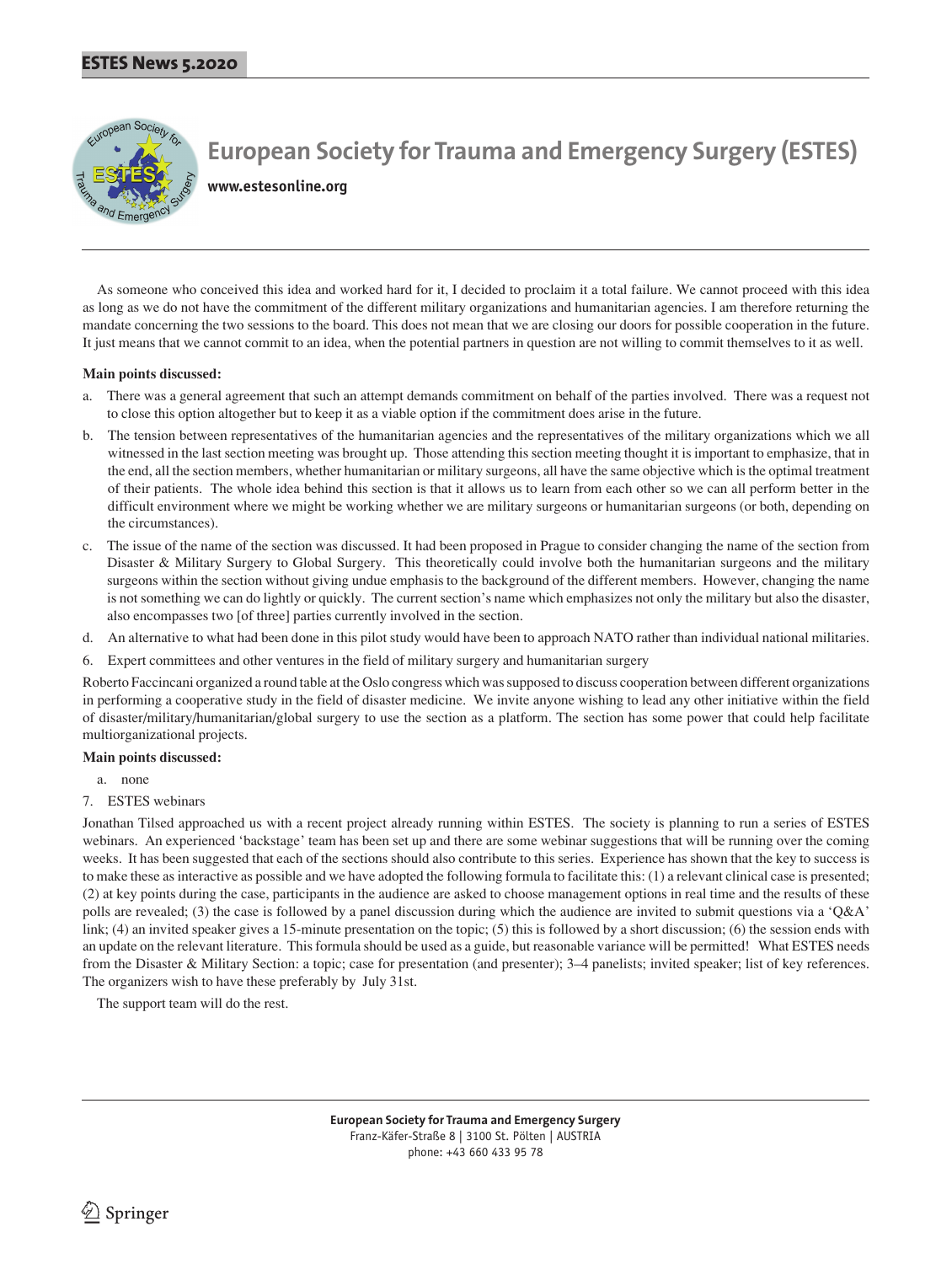As someone who conceived this idea and worked hard for it, I decided to proclaim it a total failure. We cannot proceed with this idea as long as we do not have the commitment of the different military organizations and humanitarian agencies. I am therefore returning the mandate concerning the two sessions to the board. This does not mean that we are closing our doors for possible cooperation in the future. It just means that we cannot commit to an idea, when the potential partners in question are not willing to commit themselves to it as well.

**Main points discussed:**

a. There was a general agreement that such an attempt demands commitment on behalf of the parties involved. There was a request not to close this option altogether but to keep it as a viable option if the commitment does arise in the future.

b. The tension between representatives of the humanitarian agencies and the representatives of the military organizations which we all witnessed in the last section meeting was brought up. Those attending this section meeting thought it is important to emphasize, that in the end, all the section members, whether humanitarian or military surgeons, all have the same objective which is the optimal treatment of their patients. The whole idea behind this section is that it allows us to learn from each other so we can all perform better in the difficult environment where we might be working whether we are military surgeons or humanitarian surgeons (or both, depending on the circumstances).

c. The issue of the name of the section was discussed. It had been proposed in Prague to consider changing the name of the section from Disaster & Military Surgery to Global Surgery. This theoretically could involve both the humanitarian surgeons and the military surgeons within the section without giving undue emphasis to the background of the different members. However, changing the name is not something we can do lightly or quickly. The current section's name which emphasizes not only the military but also the disaster, also encompasses two [of three] parties currently involved in the section.

d. An alternative to what had been done in this pilot study would have been to approach NATO rather than individual national militaries.

6. Expert committees and other ventures in the field of military surgery and humanitarian surgery

Roberto Faccincani organized a round table at the Oslo congress which was supposed to discuss cooperation between different organizations in performing a cooperative study in the field of disaster medicine. We invite anyone wishing to lead any other initiative within the field of disaster/military/humanitarian/global surgery to use the section as a platform. The section has some power that could help facilitate multiorganizational projects.

**Main points discussed:**

a. none

7. ESTES webinars

Jonathan Tilsed approached us with a recent project already running within ESTES. The society is planning to run a series of ESTES webinars. An experienced 'backstage' team has been set up and there are some webinar suggestions that will be running over the coming weeks. It has been suggested that each of the sections should also contribute to this series. Experience has shown that the key to success is to make these as interactive as possible and we have adopted the following formula to facilitate this: (1) a relevant clinical case is presented; (2) at key points during the case, participants in the audience are asked to choose management options in real time and the results of these polls are revealed; (3) the case is followed by a panel discussion during which the audience are invited to submit questions via a 'Q&A' link; (4) an invited speaker gives a 15-minute presentation on the topic; (5) this is followed by a short discussion; (6) the session ends with an update on the relevant literature. This formula should be used as a guide, but reasonable variance will be permitted! What ESTES needs from the Disaster & Military Section: a topic; case for presentation (and presenter); 3–4 panelists; invited speaker; list of key references. The organizers wish to have these preferably by July 31st.

The support team will do the rest.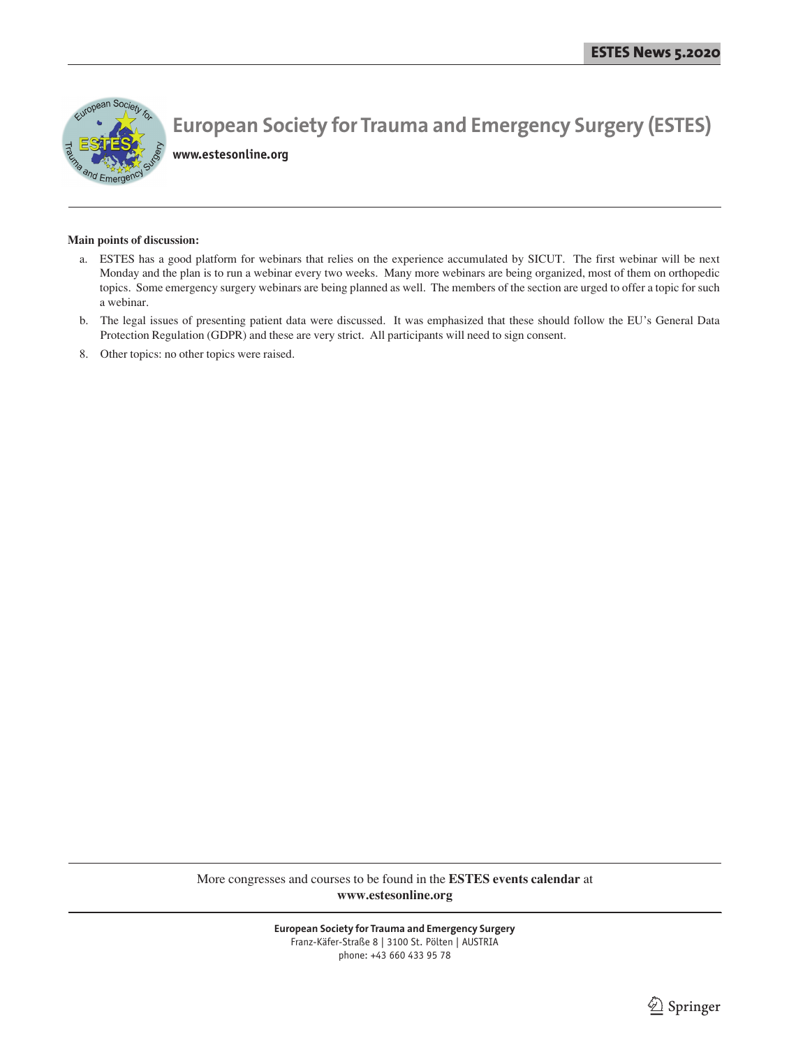# European Society for Trauma and Emergency Surgery (ESTES)

**www.estesonline.org**

**Main points of discussion:**

a. ESTES has a good platform for webinars that relies on the experience accumulated by SICUT. The first webinar will be next Monday and the plan is to run a webinar every two weeks. Many more webinars are being organized, most of them on orthopedic topics. Some emergency surgery webinars are being planned as well. The members of the section are urged to offer a topic for such a webinar.

b. The legal issues of presenting patient data were discussed. It was emphasized that these should follow the EU's General Data Protection Regulation (GDPR) and these are very strict. All participants will need to sign consent.

8. Other topics: no other topics were raised.

More congresses and courses to be found in the **ESTES events calendar** at **www.estesonline.org**

**European Society for Trauma and Emergency Surgery**
Franz-Käfer-Straße 8 | 3100 St. Pölten | AUSTRIA
phone: +43 660 433 95 78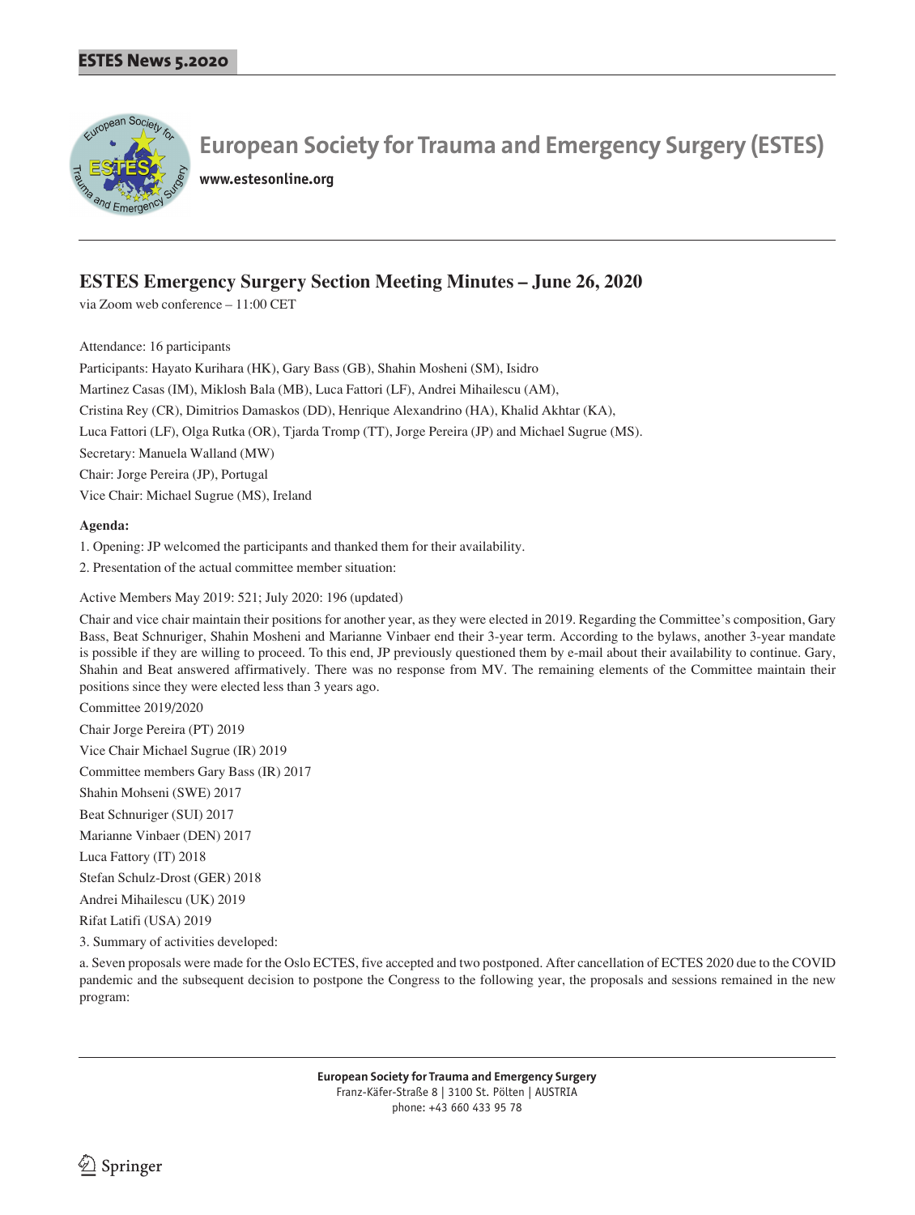# European Society for Trauma and Emergency Surgery (ESTES)

www.estesonline.org

## ESTES Emergency Surgery Section Meeting Minutes – June 26, 2020

via Zoom web conference – 11:00 CET

Attendance: 16 participants

Participants: Hayato Kurihara (HK), Gary Bass (GB), Shahin Mosheni (SM), Isidro Martinez Casas (IM), Miklosh Bala (MB), Luca Fattori (LF), Andrei Mihailescu (AM), Cristina Rey (CR), Dimitrios Damaskos (DD), Henrique Alexandrino (HA), Khalid Akhtar (KA), Luca Fattori (LF), Olga Rutka (OR), Tjarda Tromp (TT), Jorge Pereira (JP) and Michael Sugrue (MS).

Secretary: Manuela Walland (MW)

Chair: Jorge Pereira (JP), Portugal

Vice Chair: Michael Sugrue (MS), Ireland

**Agenda:**

1. Opening: JP welcomed the participants and thanked them for their availability.
2. Presentation of the actual committee member situation:

Active Members May 2019: 521; July 2020: 196 (updated)

Chair and vice chair maintain their positions for another year, as they were elected in 2019. Regarding the Committee's composition, Gary Bass, Beat Schnuriger, Shahin Mosheni and Marianne Vinbaer end their 3-year term. According to the bylaws, another 3-year mandate is possible if they are willing to proceed. To this end, JP previously questioned them by e-mail about their availability to continue. Gary, Shahin and Beat answered affirmatively. There was no response from MV. The remaining elements of the Committee maintain their positions since they were elected less than 3 years ago.

Committee 2019/2020

Chair Jorge Pereira (PT) 2019

Vice Chair Michael Sugrue (IR) 2019

Committee members Gary Bass (IR) 2017

Shahin Mohseni (SWE) 2017

Beat Schnuriger (SUI) 2017

Marianne Vinbaer (DEN) 2017

Luca Fattory (IT) 2018

Stefan Schulz-Drost (GER) 2018

Andrei Mihailescu (UK) 2019

Rifat Latifi (USA) 2019

3. Summary of activities developed:

a. Seven proposals were made for the Oslo ECTES, five accepted and two postponed. After cancellation of ECTES 2020 due to the COVID pandemic and the subsequent decision to postpone the Congress to the following year, the proposals and sessions remained in the new program: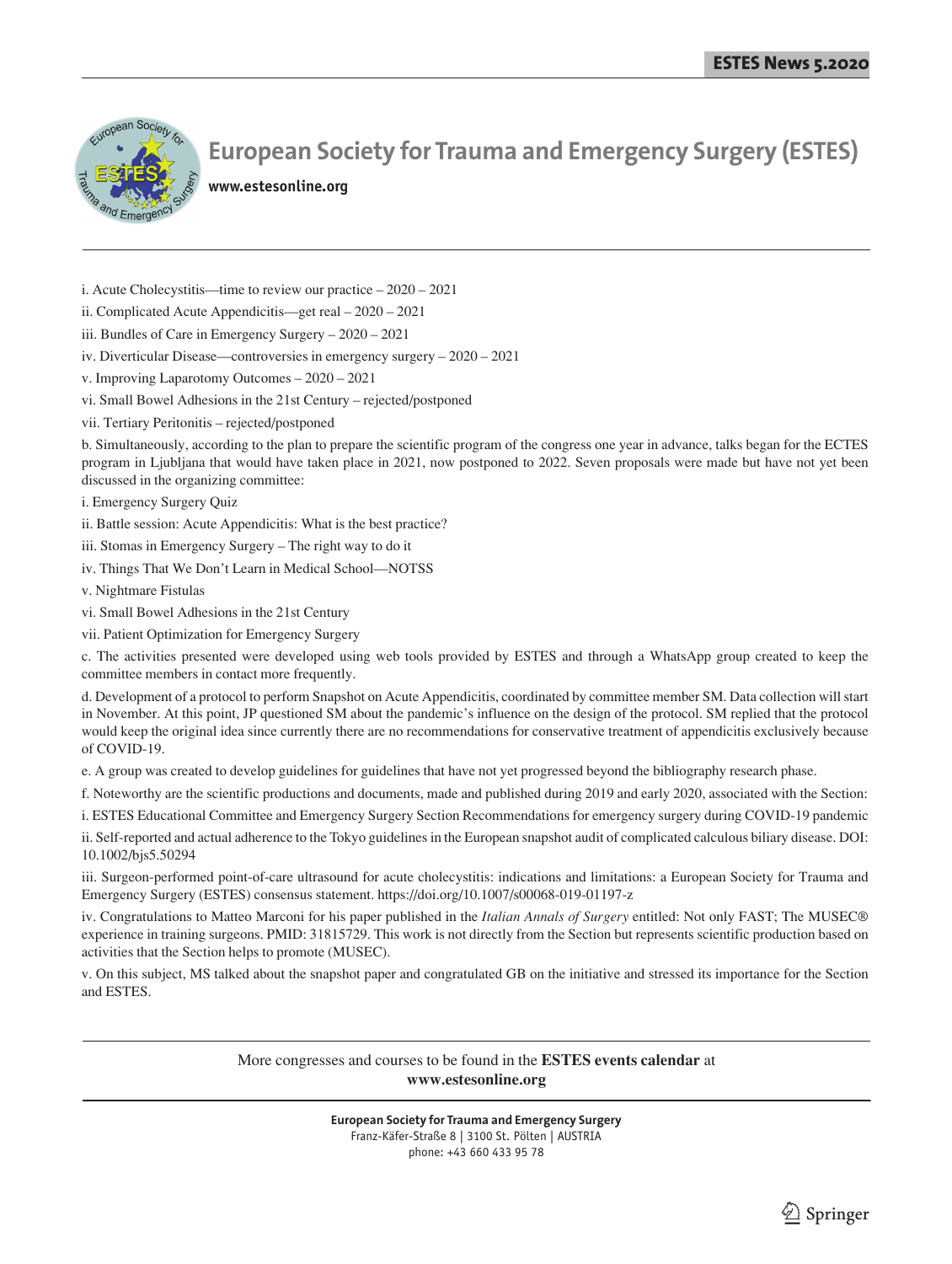# European Society for Trauma and Emergency Surgery (ESTES)

**www.estesonline.org**

i. Acute Cholecystitis—time to review our practice – 2020 – 2021

ii. Complicated Acute Appendicitis—get real – 2020 – 2021

iii. Bundles of Care in Emergency Surgery – 2020 – 2021

iv. Diverticular Disease—controversies in emergency surgery – 2020 – 2021

v. Improving Laparotomy Outcomes – 2020 – 2021

vi. Small Bowel Adhesions in the 21st Century – rejected/postponed

vii. Tertiary Peritonitis – rejected/postponed

b. Simultaneously, according to the plan to prepare the scientific program of the congress one year in advance, talks began for the ECTES program in Ljubljana that would have taken place in 2021, now postponed to 2022. Seven proposals were made but have not yet been discussed in the organizing committee:

i. Emergency Surgery Quiz

ii. Battle session: Acute Appendicitis: What is the best practice?

iii. Stomas in Emergency Surgery – The right way to do it

iv. Things That We Don't Learn in Medical School—NOTSS

v. Nightmare Fistulas

vi. Small Bowel Adhesions in the 21st Century

vii. Patient Optimization for Emergency Surgery

c. The activities presented were developed using web tools provided by ESTES and through a WhatsApp group created to keep the committee members in contact more frequently.

d. Development of a protocol to perform Snapshot on Acute Appendicitis, coordinated by committee member SM. Data collection will start in November. At this point, JP questioned SM about the pandemic's influence on the design of the protocol. SM replied that the protocol would keep the original idea since currently there are no recommendations for conservative treatment of appendicitis exclusively because of COVID-19.

e. A group was created to develop guidelines for guidelines that have not yet progressed beyond the bibliography research phase.

f. Noteworthy are the scientific productions and documents, made and published during 2019 and early 2020, associated with the Section:

i. ESTES Educational Committee and Emergency Surgery Section Recommendations for emergency surgery during COVID-19 pandemic

ii. Self-reported and actual adherence to the Tokyo guidelines in the European snapshot audit of complicated calculous biliary disease. DOI: 10.1002/bjs5.50294

iii. Surgeon-performed point-of-care ultrasound for acute cholecystitis: indications and limitations: a European Society for Trauma and Emergency Surgery (ESTES) consensus statement. https://doi.org/10.1007/s00068-019-01197-z

iv. Congratulations to Matteo Marconi for his paper published in the *Italian Annals of Surgery* entitled: Not only FAST; The MUSEC® experience in training surgeons. PMID: 31815729. This work is not directly from the Section but represents scientific production based on activities that the Section helps to promote (MUSEC).

v. On this subject, MS talked about the snapshot paper and congratulated GB on the initiative and stressed its importance for the Section and ESTES.

---

More congresses and courses to be found in the **ESTES events calendar** at **www.estesonline.org**

---

**European Society for Trauma and Emergency Surgery**
Franz-Käfer-Straße 8 | 3100 St. Pölten | AUSTRIA
phone: +43 660 433 95 78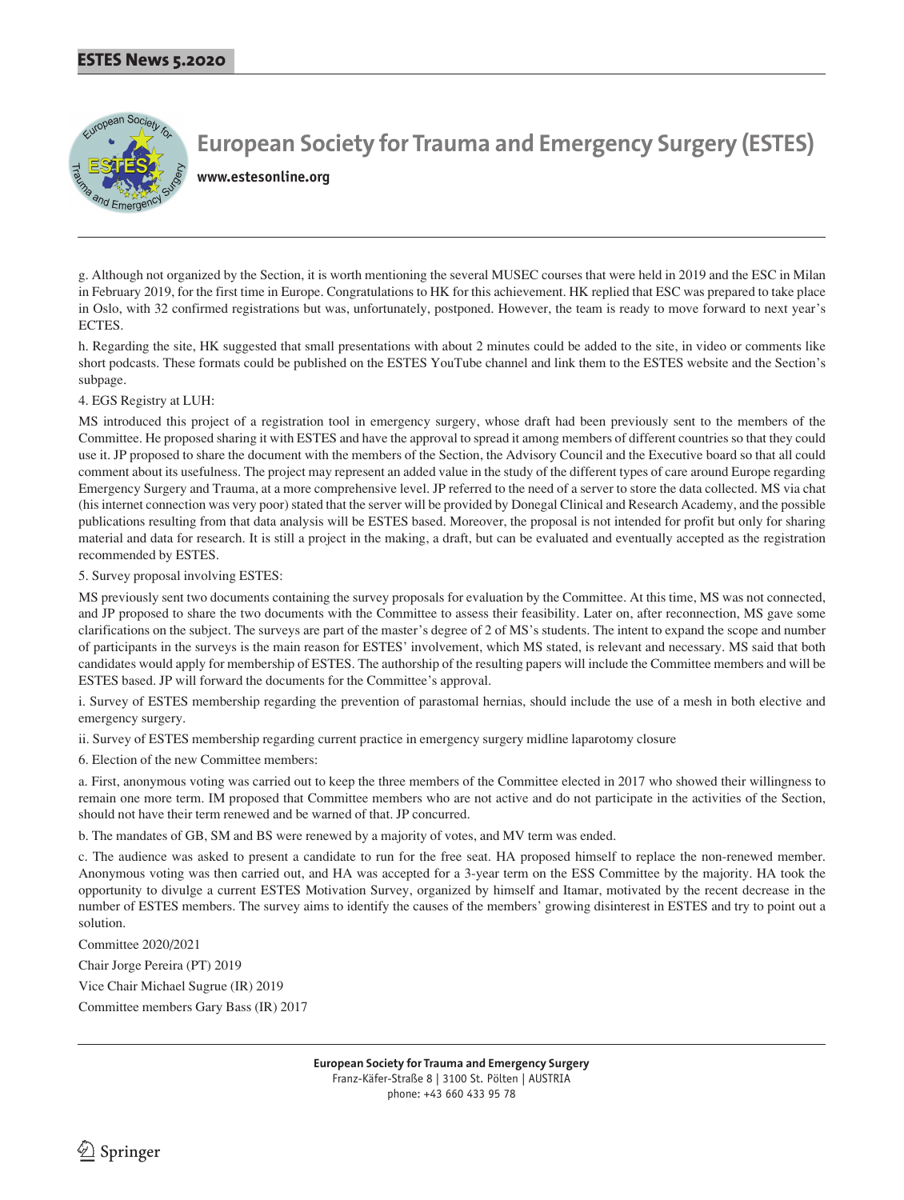# European Society for Trauma and Emergency Surgery (ESTES)

**www.estesonline.org**

g. Although not organized by the Section, it is worth mentioning the several MUSEC courses that were held in 2019 and the ESC in Milan in February 2019, for the first time in Europe. Congratulations to HK for this achievement. HK replied that ESC was prepared to take place in Oslo, with 32 confirmed registrations but was, unfortunately, postponed. However, the team is ready to move forward to next year's ECTES.

h. Regarding the site, HK suggested that small presentations with about 2 minutes could be added to the site, in video or comments like short podcasts. These formats could be published on the ESTES YouTube channel and link them to the ESTES website and the Section's subpage.

4. EGS Registry at LUH:

MS introduced this project of a registration tool in emergency surgery, whose draft had been previously sent to the members of the Committee. He proposed sharing it with ESTES and have the approval to spread it among members of different countries so that they could use it. JP proposed to share the document with the members of the Section, the Advisory Council and the Executive board so that all could comment about its usefulness. The project may represent an added value in the study of the different types of care around Europe regarding Emergency Surgery and Trauma, at a more comprehensive level. JP referred to the need of a server to store the data collected. MS via chat (his internet connection was very poor) stated that the server will be provided by Donegal Clinical and Research Academy, and the possible publications resulting from that data analysis will be ESTES based. Moreover, the proposal is not intended for profit but only for sharing material and data for research. It is still a project in the making, a draft, but can be evaluated and eventually accepted as the registration recommended by ESTES.

5. Survey proposal involving ESTES:

MS previously sent two documents containing the survey proposals for evaluation by the Committee. At this time, MS was not connected, and JP proposed to share the two documents with the Committee to assess their feasibility. Later on, after reconnection, MS gave some clarifications on the subject. The surveys are part of the master's degree of 2 of MS's students. The intent to expand the scope and number of participants in the surveys is the main reason for ESTES' involvement, which MS stated, is relevant and necessary. MS said that both candidates would apply for membership of ESTES. The authorship of the resulting papers will include the Committee members and will be ESTES based. JP will forward the documents for the Committee's approval.

i. Survey of ESTES membership regarding the prevention of parastomal hernias, should include the use of a mesh in both elective and emergency surgery.

ii. Survey of ESTES membership regarding current practice in emergency surgery midline laparotomy closure

6. Election of the new Committee members:

a. First, anonymous voting was carried out to keep the three members of the Committee elected in 2017 who showed their willingness to remain one more term. IM proposed that Committee members who are not active and do not participate in the activities of the Section, should not have their term renewed and be warned of that. JP concurred.

b. The mandates of GB, SM and BS were renewed by a majority of votes, and MV term was ended.

c. The audience was asked to present a candidate to run for the free seat. HA proposed himself to replace the non-renewed member. Anonymous voting was then carried out, and HA was accepted for a 3-year term on the ESS Committee by the majority. HA took the opportunity to divulge a current ESTES Motivation Survey, organized by himself and Itamar, motivated by the recent decrease in the number of ESTES members. The survey aims to identify the causes of the members' growing disinterest in ESTES and try to point out a solution.

Committee 2020/2021

Chair Jorge Pereira (PT) 2019

Vice Chair Michael Sugrue (IR) 2019

Committee members Gary Bass (IR) 2017

**European Society for Trauma and Emergency Surgery**
Franz-Käfer-Straße 8 | 3100 St. Pölten | AUSTRIA
phone: +43 660 433 95 78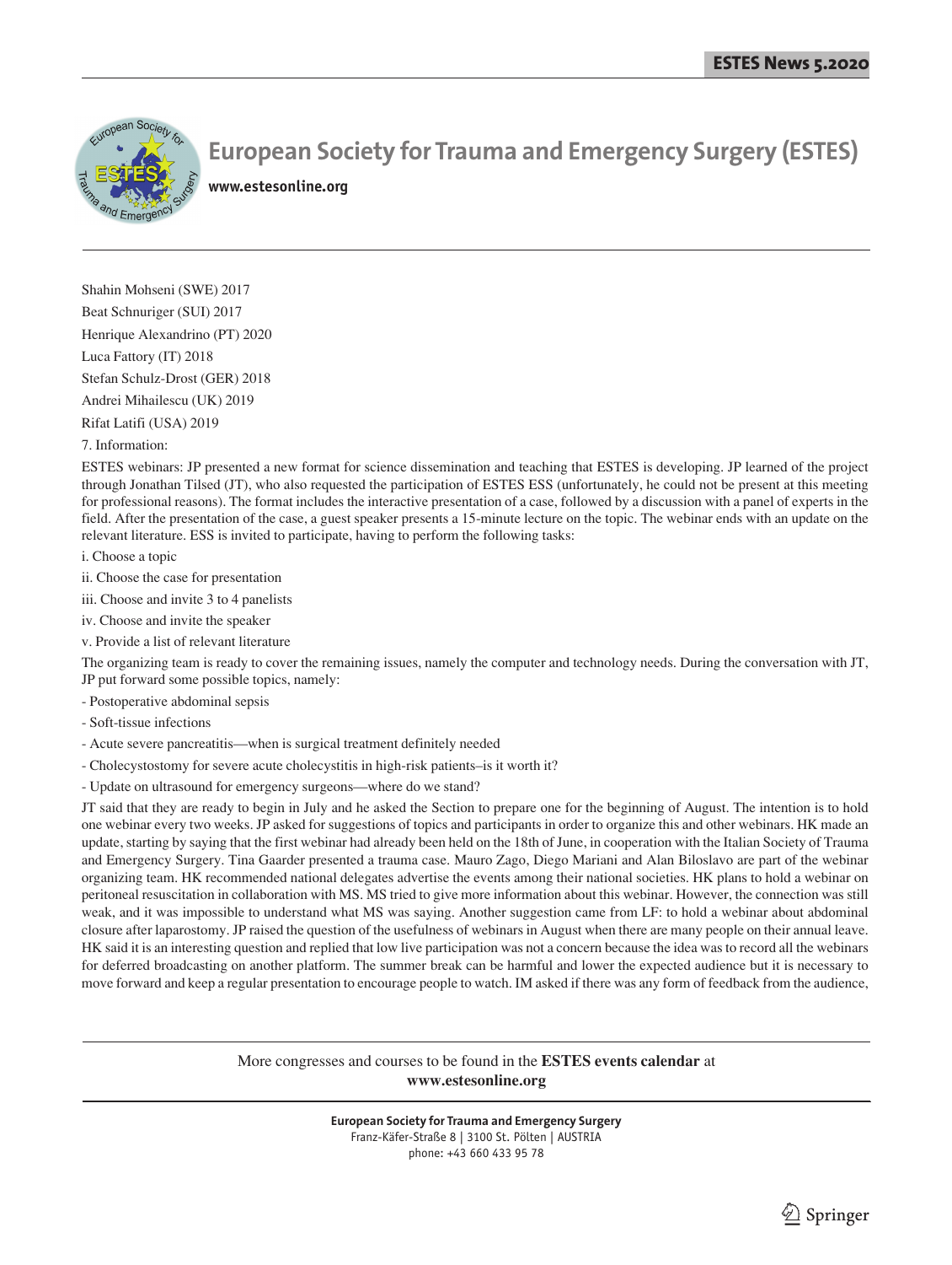Shahin Mohseni (SWE) 2017

Beat Schnuriger (SUI) 2017

Henrique Alexandrino (PT) 2020

Luca Fattory (IT) 2018

Stefan Schulz-Drost (GER) 2018

Andrei Mihailescu (UK) 2019

Rifat Latifi (USA) 2019

7. Information:

ESTES webinars: JP presented a new format for science dissemination and teaching that ESTES is developing. JP learned of the project through Jonathan Tilsed (JT), who also requested the participation of ESTES ESS (unfortunately, he could not be present at this meeting for professional reasons). The format includes the interactive presentation of a case, followed by a discussion with a panel of experts in the field. After the presentation of the case, a guest speaker presents a 15-minute lecture on the topic. The webinar ends with an update on the relevant literature. ESS is invited to participate, having to perform the following tasks:

i. Choose a topic

ii. Choose the case for presentation

iii. Choose and invite 3 to 4 panelists

iv. Choose and invite the speaker

v. Provide a list of relevant literature

The organizing team is ready to cover the remaining issues, namely the computer and technology needs. During the conversation with JT, JP put forward some possible topics, namely:

- Postoperative abdominal sepsis
- Soft-tissue infections
- Acute severe pancreatitis—when is surgical treatment definitely needed
- Cholecystostomy for severe acute cholecystitis in high-risk patients–is it worth it?
- Update on ultrasound for emergency surgeons—where do we stand?

JT said that they are ready to begin in July and he asked the Section to prepare one for the beginning of August. The intention is to hold one webinar every two weeks. JP asked for suggestions of topics and participants in order to organize this and other webinars. HK made an update, starting by saying that the first webinar had already been held on the 18th of June, in cooperation with the Italian Society of Trauma and Emergency Surgery. Tina Gaarder presented a trauma case. Mauro Zago, Diego Mariani and Alan Biloslavo are part of the webinar organizing team. HK recommended national delegates advertise the events among their national societies. HK plans to hold a webinar on peritoneal resuscitation in collaboration with MS. MS tried to give more information about this webinar. However, the connection was still weak, and it was impossible to understand what MS was saying. Another suggestion came from LF: to hold a webinar about abdominal closure after laparostomy. JP raised the question of the usefulness of webinars in August when there are many people on their annual leave. HK said it is an interesting question and replied that low live participation was not a concern because the idea was to record all the webinars for deferred broadcasting on another platform. The summer break can be harmful and lower the expected audience but it is necessary to move forward and keep a regular presentation to encourage people to watch. IM asked if there was any form of feedback from the audience,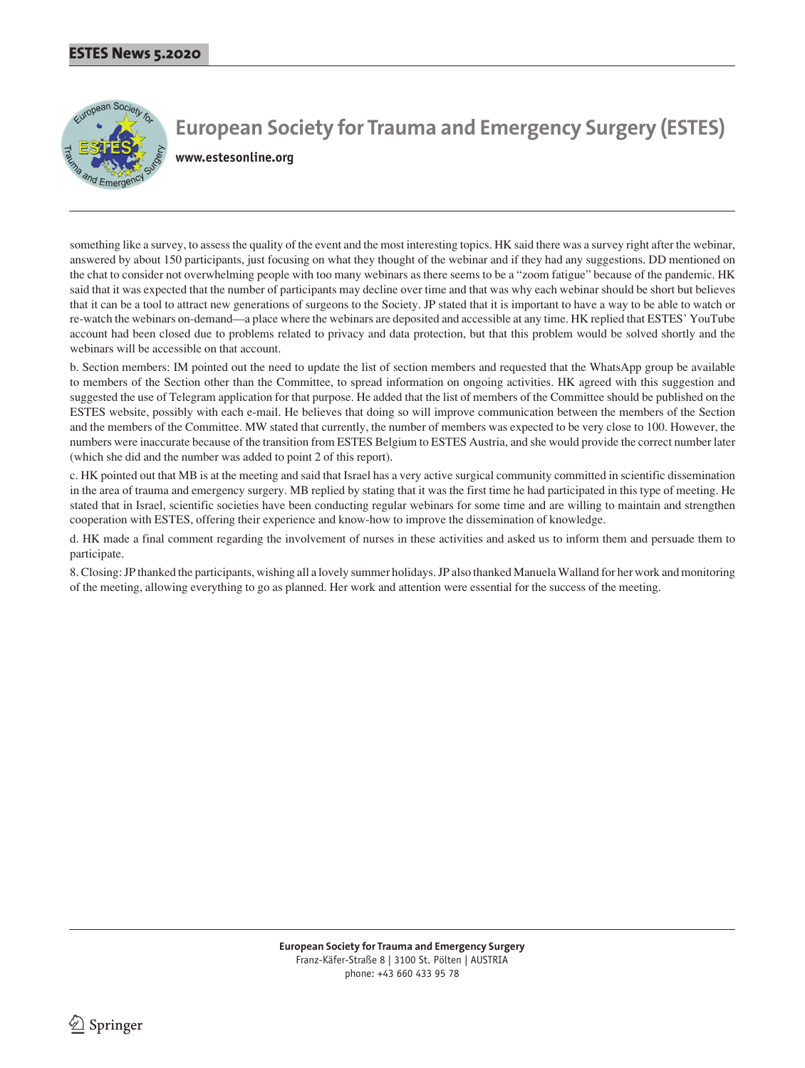something like a survey, to assess the quality of the event and the most interesting topics. HK said there was a survey right after the webinar, answered by about 150 participants, just focusing on what they thought of the webinar and if they had any suggestions. DD mentioned on the chat to consider not overwhelming people with too many webinars as there seems to be a "zoom fatigue" because of the pandemic. HK said that it was expected that the number of participants may decline over time and that was why each webinar should be short but believes that it can be a tool to attract new generations of surgeons to the Society. JP stated that it is important to have a way to be able to watch or re-watch the webinars on-demand—a place where the webinars are deposited and accessible at any time. HK replied that ESTES' YouTube account had been closed due to problems related to privacy and data protection, but that this problem would be solved shortly and the webinars will be accessible on that account.

b. Section members: IM pointed out the need to update the list of section members and requested that the WhatsApp group be available to members of the Section other than the Committee, to spread information on ongoing activities. HK agreed with this suggestion and suggested the use of Telegram application for that purpose. He added that the list of members of the Committee should be published on the ESTES website, possibly with each e-mail. He believes that doing so will improve communication between the members of the Section and the members of the Committee. MW stated that currently, the number of members was expected to be very close to 100. However, the numbers were inaccurate because of the transition from ESTES Belgium to ESTES Austria, and she would provide the correct number later (which she did and the number was added to point 2 of this report).

c. HK pointed out that MB is at the meeting and said that Israel has a very active surgical community committed in scientific dissemination in the area of trauma and emergency surgery. MB replied by stating that it was the first time he had participated in this type of meeting. He stated that in Israel, scientific societies have been conducting regular webinars for some time and are willing to maintain and strengthen cooperation with ESTES, offering their experience and know-how to improve the dissemination of knowledge.

d. HK made a final comment regarding the involvement of nurses in these activities and asked us to inform them and persuade them to participate.

8. Closing: JP thanked the participants, wishing all a lovely summer holidays. JP also thanked Manuela Walland for her work and monitoring of the meeting, allowing everything to go as planned. Her work and attention were essential for the success of the meeting.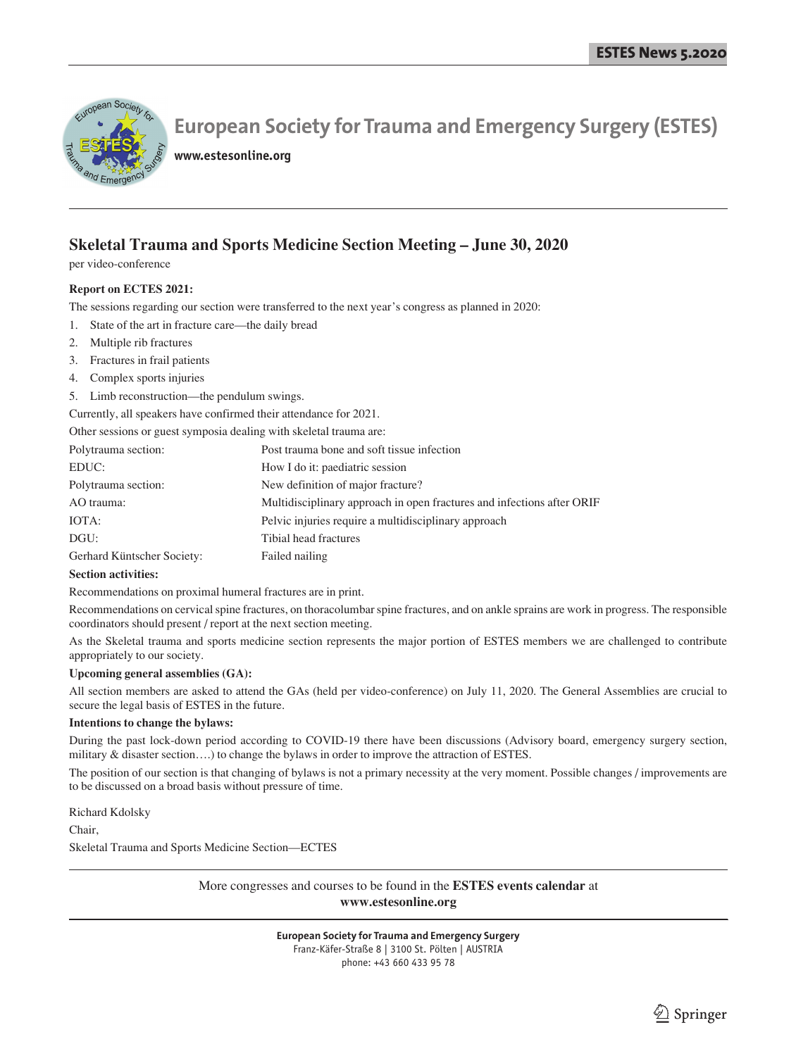# European Society for Trauma and Emergency Surgery (ESTES)

www.estesonline.org

## Skeletal Trauma and Sports Medicine Section Meeting – June 30, 2020

per video-conference

**Report on ECTES 2021:**

The sessions regarding our section were transferred to the next year's congress as planned in 2020:

1. State of the art in fracture care—the daily bread
2. Multiple rib fractures
3. Fractures in frail patients
4. Complex sports injuries
5. Limb reconstruction—the pendulum swings.

Currently, all speakers have confirmed their attendance for 2021.

Other sessions or guest symposia dealing with skeletal trauma are:

| | |
|---|---|
| Polytrauma section: | Post trauma bone and soft tissue infection |
| EDUC: | How I do it: paediatric session |
| Polytrauma section: | New definition of major fracture? |
| AO trauma: | Multidisciplinary approach in open fractures and infections after ORIF |
| IOTA: | Pelvic injuries require a multidisciplinary approach |
| DGU: | Tibial head fractures |
| Gerhard Küntscher Society: | Failed nailing |

**Section activities:**

Recommendations on proximal humeral fractures are in print.

Recommendations on cervical spine fractures, on thoracolumbar spine fractures, and on ankle sprains are work in progress. The responsible coordinators should present / report at the next section meeting.

As the Skeletal trauma and sports medicine section represents the major portion of ESTES members we are challenged to contribute appropriately to our society.

**Upcoming general assemblies (GA):**

All section members are asked to attend the GAs (held per video-conference) on July 11, 2020. The General Assemblies are crucial to secure the legal basis of ESTES in the future.

**Intentions to change the bylaws:**

During the past lock-down period according to COVID-19 there have been discussions (Advisory board, emergency surgery section, military & disaster section….) to change the bylaws in order to improve the attraction of ESTES.

The position of our section is that changing of bylaws is not a primary necessity at the very moment. Possible changes / improvements are to be discussed on a broad basis without pressure of time.

Richard Kdolsky

Chair,

Skeletal Trauma and Sports Medicine Section—ECTES

---

More congresses and courses to be found in the **ESTES events calendar** at **www.estesonline.org**

---

**European Society for Trauma and Emergency Surgery**
Franz-Käfer-Straße 8 | 3100 St. Pölten | AUSTRIA
phone: +43 660 433 95 78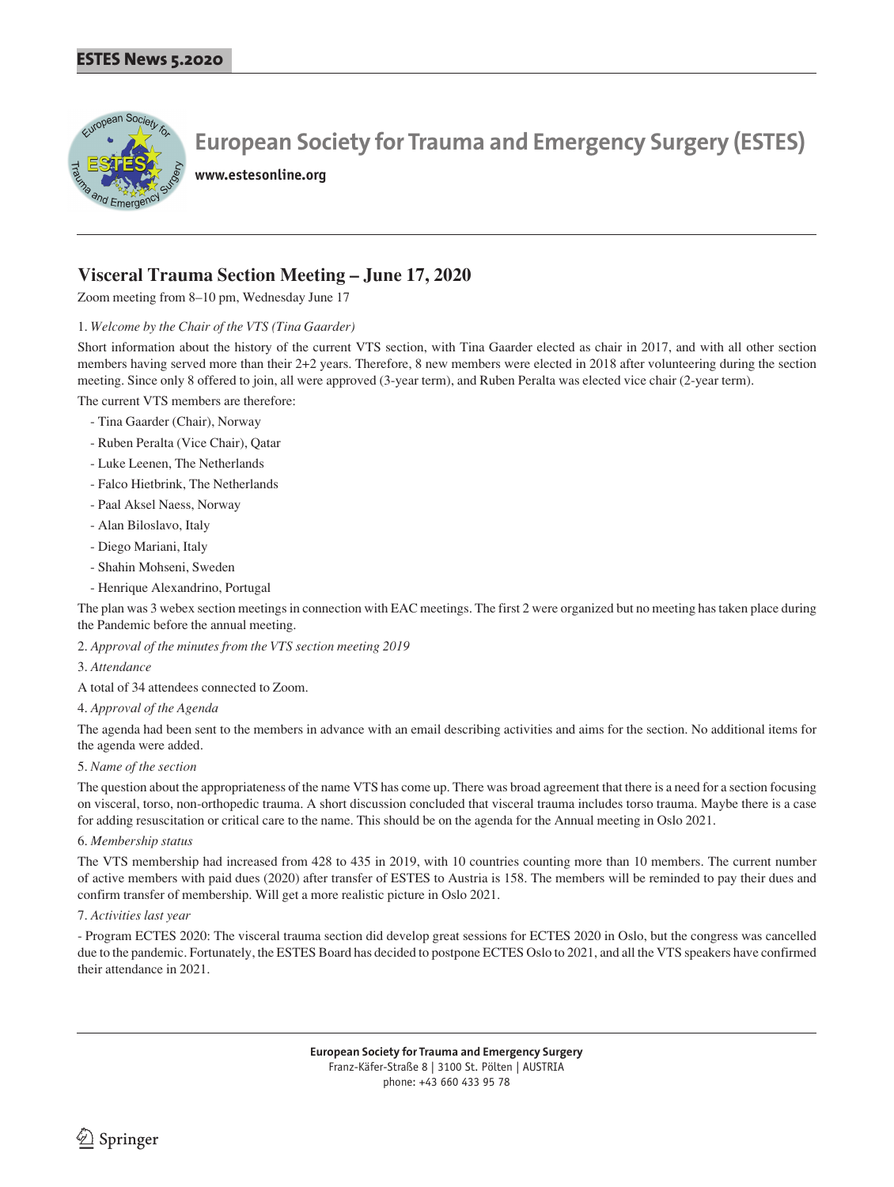# European Society for Trauma and Emergency Surgery (ESTES)

www.estesonline.org

## Visceral Trauma Section Meeting – June 17, 2020

Zoom meeting from 8–10 pm, Wednesday June 17

1. *Welcome by the Chair of the VTS (Tina Gaarder)*

Short information about the history of the current VTS section, with Tina Gaarder elected as chair in 2017, and with all other section members having served more than their 2+2 years. Therefore, 8 new members were elected in 2018 after volunteering during the section meeting. Since only 8 offered to join, all were approved (3-year term), and Ruben Peralta was elected vice chair (2-year term).

The current VTS members are therefore:

- Tina Gaarder (Chair), Norway
- Ruben Peralta (Vice Chair), Qatar
- Luke Leenen, The Netherlands
- Falco Hietbrink, The Netherlands
- Paal Aksel Naess, Norway
- Alan Biloslavo, Italy
- Diego Mariani, Italy
- Shahin Mohseni, Sweden
- Henrique Alexandrino, Portugal

The plan was 3 webex section meetings in connection with EAC meetings. The first 2 were organized but no meeting has taken place during the Pandemic before the annual meeting.

2. *Approval of the minutes from the VTS section meeting 2019*

3. *Attendance*

A total of 34 attendees connected to Zoom.

4. *Approval of the Agenda*

The agenda had been sent to the members in advance with an email describing activities and aims for the section. No additional items for the agenda were added.

5. *Name of the section*

The question about the appropriateness of the name VTS has come up. There was broad agreement that there is a need for a section focusing on visceral, torso, non-orthopedic trauma. A short discussion concluded that visceral trauma includes torso trauma. Maybe there is a case for adding resuscitation or critical care to the name. This should be on the agenda for the Annual meeting in Oslo 2021.

6. *Membership status*

The VTS membership had increased from 428 to 435 in 2019, with 10 countries counting more than 10 members. The current number of active members with paid dues (2020) after transfer of ESTES to Austria is 158. The members will be reminded to pay their dues and confirm transfer of membership. Will get a more realistic picture in Oslo 2021.

7. *Activities last year*

- Program ECTES 2020: The visceral trauma section did develop great sessions for ECTES 2020 in Oslo, but the congress was cancelled due to the pandemic. Fortunately, the ESTES Board has decided to postpone ECTES Oslo to 2021, and all the VTS speakers have confirmed their attendance in 2021.

**European Society for Trauma and Emergency Surgery**
Franz-Käfer-Straße 8 | 3100 St. Pölten | AUSTRIA
phone: +43 660 433 95 78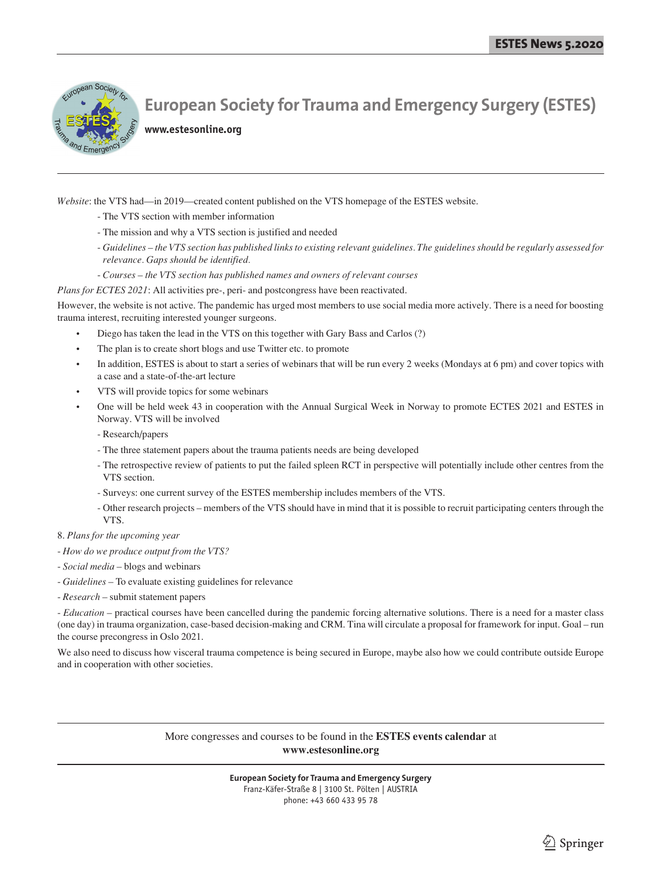# European Society for Trauma and Emergency Surgery (ESTES)

**www.estesonline.org**

*Website*: the VTS had—in 2019—created content published on the VTS homepage of the ESTES website.

- The VTS section with member information
- The mission and why a VTS section is justified and needed
- *Guidelines – the VTS section has published links to existing relevant guidelines. The guidelines should be regularly assessed for relevance. Gaps should be identified.*
- *Courses – the VTS section has published names and owners of relevant courses*

*Plans for ECTES 2021*: All activities pre-, peri- and postcongress have been reactivated.

However, the website is not active. The pandemic has urged most members to use social media more actively. There is a need for boosting trauma interest, recruiting interested younger surgeons.

- Diego has taken the lead in the VTS on this together with Gary Bass and Carlos (?)
- The plan is to create short blogs and use Twitter etc. to promote
- In addition, ESTES is about to start a series of webinars that will be run every 2 weeks (Mondays at 6 pm) and cover topics with a case and a state-of-the-art lecture
- VTS will provide topics for some webinars
- One will be held week 43 in cooperation with the Annual Surgical Week in Norway to promote ECTES 2021 and ESTES in Norway. VTS will be involved
  - Research/papers
  - The three statement papers about the trauma patients needs are being developed
  - The retrospective review of patients to put the failed spleen RCT in perspective will potentially include other centres from the VTS section.
  - Surveys: one current survey of the ESTES membership includes members of the VTS.
  - Other research projects – members of the VTS should have in mind that it is possible to recruit participating centers through the VTS.

8. *Plans for the upcoming year*

- *How do we produce output from the VTS?*
- *Social media* – blogs and webinars
- *Guidelines* – To evaluate existing guidelines for relevance
- *Research* – submit statement papers
- *Education* – practical courses have been cancelled during the pandemic forcing alternative solutions. There is a need for a master class (one day) in trauma organization, case-based decision-making and CRM. Tina will circulate a proposal for framework for input. Goal – run the course precongress in Oslo 2021.

We also need to discuss how visceral trauma competence is being secured in Europe, maybe also how we could contribute outside Europe and in cooperation with other societies.

More congresses and courses to be found in the **ESTES events calendar** at **www.estesonline.org**

**European Society for Trauma and Emergency Surgery**
Franz-Käfer-Straße 8 | 3100 St. Pölten | AUSTRIA
phone: +43 660 433 95 78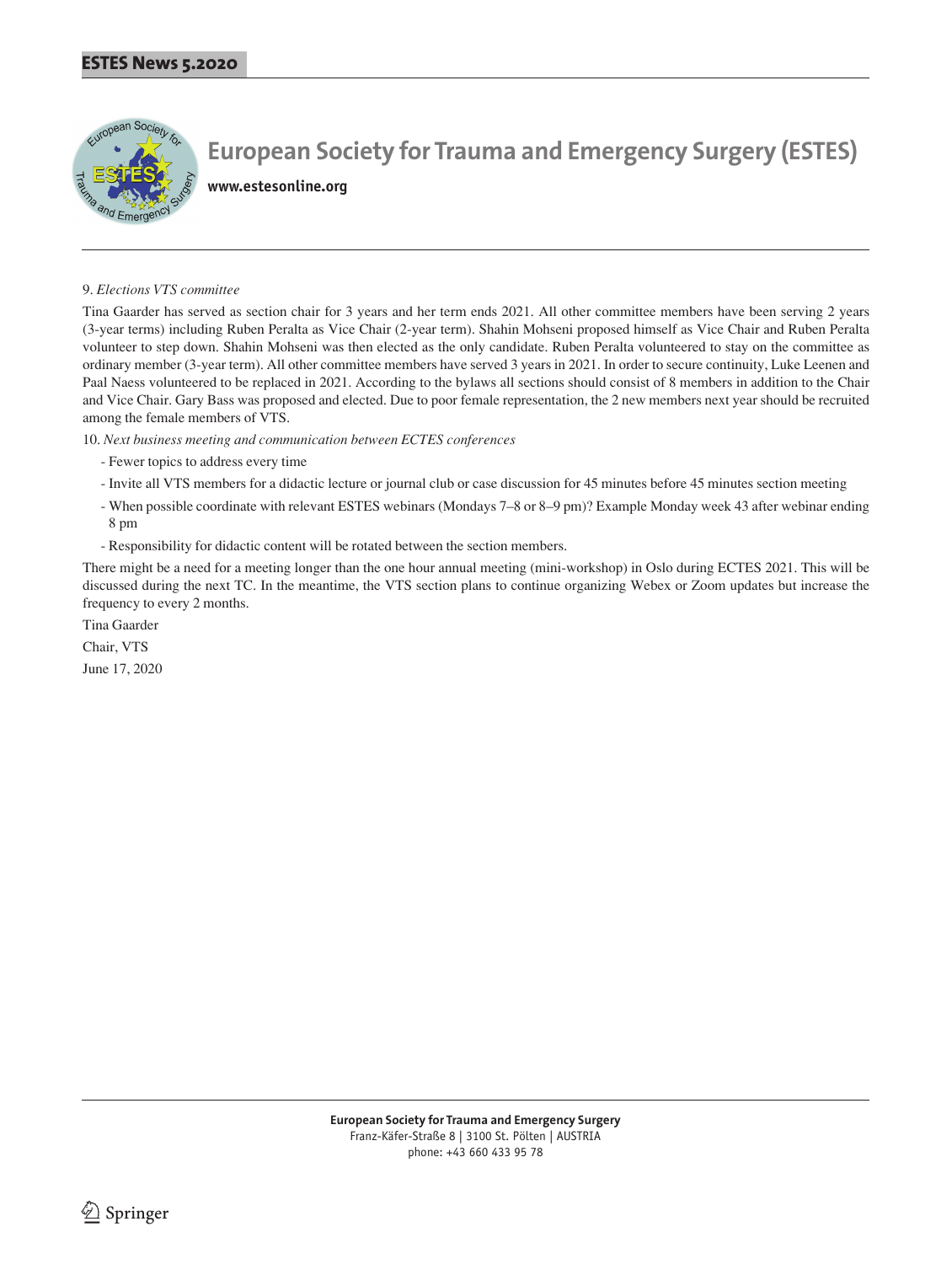9. *Elections VTS committee*

Tina Gaarder has served as section chair for 3 years and her term ends 2021. All other committee members have been serving 2 years (3-year terms) including Ruben Peralta as Vice Chair (2-year term). Shahin Mohseni proposed himself as Vice Chair and Ruben Peralta volunteer to step down. Shahin Mohseni was then elected as the only candidate. Ruben Peralta volunteered to stay on the committee as ordinary member (3-year term). All other committee members have served 3 years in 2021. In order to secure continuity, Luke Leenen and Paal Naess volunteered to be replaced in 2021. According to the bylaws all sections should consist of 8 members in addition to the Chair and Vice Chair. Gary Bass was proposed and elected. Due to poor female representation, the 2 new members next year should be recruited among the female members of VTS.

10. *Next business meeting and communication between ECTES conferences*

- Fewer topics to address every time
- Invite all VTS members for a didactic lecture or journal club or case discussion for 45 minutes before 45 minutes section meeting
- When possible coordinate with relevant ESTES webinars (Mondays 7–8 or 8–9 pm)? Example Monday week 43 after webinar ending 8 pm
- Responsibility for didactic content will be rotated between the section members.

There might be a need for a meeting longer than the one hour annual meeting (mini-workshop) in Oslo during ECTES 2021. This will be discussed during the next TC. In the meantime, the VTS section plans to continue organizing Webex or Zoom updates but increase the frequency to every 2 months.

Tina Gaarder

Chair, VTS

June 17, 2020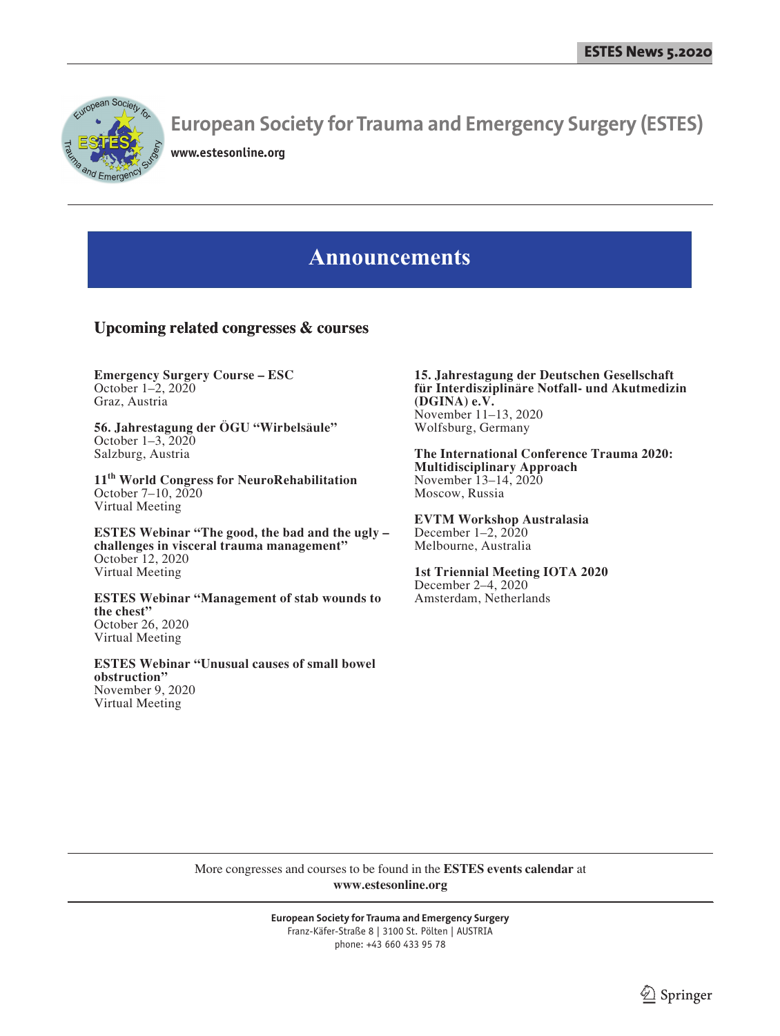# European Society for Trauma and Emergency Surgery (ESTES)

www.estesonline.org

## Announcements

### Upcoming related congresses & courses

**Emergency Surgery Course – ESC**
October 1–2, 2020
Graz, Austria

**56. Jahrestagung der ÖGU "Wirbelsäule"**
October 1–3, 2020
Salzburg, Austria

**11th World Congress for NeuroRehabilitation**
October 7–10, 2020
Virtual Meeting

**ESTES Webinar "The good, the bad and the ugly – challenges in visceral trauma management"**
October 12, 2020
Virtual Meeting

**ESTES Webinar "Management of stab wounds to the chest"**
October 26, 2020
Virtual Meeting

**ESTES Webinar "Unusual causes of small bowel obstruction"**
November 9, 2020
Virtual Meeting

**15. Jahrestagung der Deutschen Gesellschaft für Interdisziplinäre Notfall- und Akutmedizin (DGINA) e.V.**
November 11–13, 2020
Wolfsburg, Germany

**The International Conference Trauma 2020: Multidisciplinary Approach**
November 13–14, 2020
Moscow, Russia

**EVTM Workshop Australasia**
December 1–2, 2020
Melbourne, Australia

**1st Triennial Meeting IOTA 2020**
December 2–4, 2020
Amsterdam, Netherlands

More congresses and courses to be found in the **ESTES events calendar** at **www.estesonline.org**

**European Society for Trauma and Emergency Surgery**
Franz-Käfer-Straße 8 | 3100 St. Pölten | AUSTRIA
phone: +43 660 433 95 78